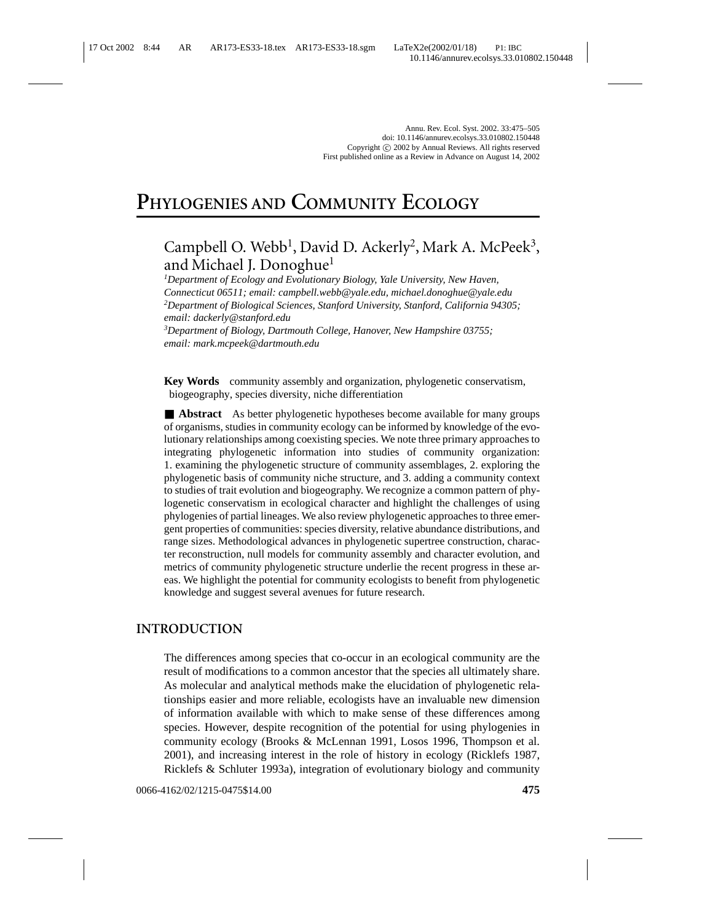Annu. Rev. Ecol. Syst. 2002. 33:475–505
doi: 10.1146/annurev.ecolsys.33.010802.150448
Copyright © 2002 by Annual Reviews. All rights reserved
First published online as a Review in Advance on August 14, 2002

# PHYLOGENIES AND COMMUNITY ECOLOGY

Campbell O. Webb[1], David D. Ackerly[2], Mark A. McPeek[3], and Michael J. Donoghue[1]

[1]*Department of Ecology and Evolutionary Biology, Yale University, New Haven, Connecticut 06511; email: campbell.webb@yale.edu, michael.donoghue@yale.edu*
[2]*Department of Biological Sciences, Stanford University, Stanford, California 94305; email: dackerly@stanford.edu*
[3]*Department of Biology, Dartmouth College, Hanover, New Hampshire 03755; email: mark.mcpeek@dartmouth.edu*

**Key Words** community assembly and organization, phylogenetic conservatism, biogeography, species diversity, niche differentiation

■ **Abstract** As better phylogenetic hypotheses become available for many groups of organisms, studies in community ecology can be informed by knowledge of the evolutionary relationships among coexisting species. We note three primary approaches to integrating phylogenetic information into studies of community organization: 1. examining the phylogenetic structure of community assemblages, 2. exploring the phylogenetic basis of community niche structure, and 3. adding a community context to studies of trait evolution and biogeography. We recognize a common pattern of phylogenetic conservatism in ecological character and highlight the challenges of using phylogenies of partial lineages. We also review phylogenetic approaches to three emergent properties of communities: species diversity, relative abundance distributions, and range sizes. Methodological advances in phylogenetic supertree construction, character reconstruction, null models for community assembly and character evolution, and metrics of community phylogenetic structure underlie the recent progress in these areas. We highlight the potential for community ecologists to benefit from phylogenetic knowledge and suggest several avenues for future research.

## INTRODUCTION

The differences among species that co-occur in an ecological community are the result of modifications to a common ancestor that the species all ultimately share. As molecular and analytical methods make the elucidation of phylogenetic relationships easier and more reliable, ecologists have an invaluable new dimension of information available with which to make sense of these differences among species. However, despite recognition of the potential for using phylogenies in community ecology (Brooks & McLennan 1991, Losos 1996, Thompson et al. 2001), and increasing interest in the role of history in ecology (Ricklefs 1987, Ricklefs & Schluter 1993a), integration of evolutionary biology and community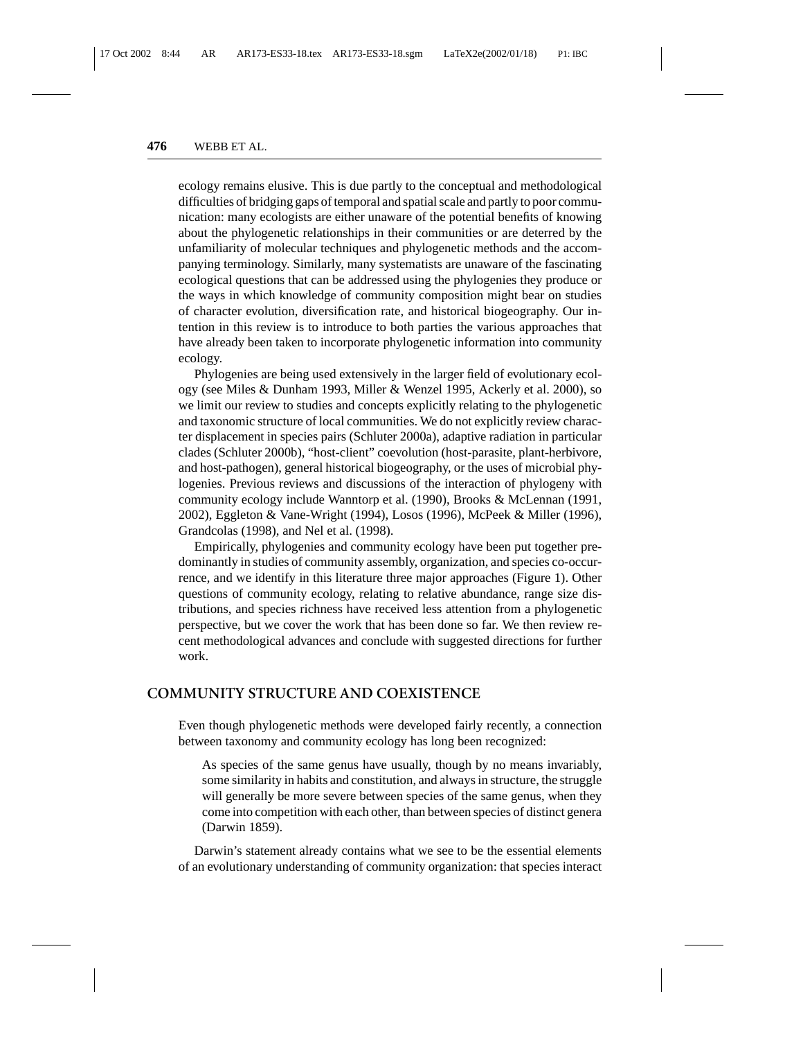ecology remains elusive. This is due partly to the conceptual and methodological difficulties of bridging gaps of temporal and spatial scale and partly to poor communication: many ecologists are either unaware of the potential benefits of knowing about the phylogenetic relationships in their communities or are deterred by the unfamiliarity of molecular techniques and phylogenetic methods and the accompanying terminology. Similarly, many systematists are unaware of the fascinating ecological questions that can be addressed using the phylogenies they produce or the ways in which knowledge of community composition might bear on studies of character evolution, diversification rate, and historical biogeography. Our intention in this review is to introduce to both parties the various approaches that have already been taken to incorporate phylogenetic information into community ecology.

Phylogenies are being used extensively in the larger field of evolutionary ecology (see Miles & Dunham 1993, Miller & Wenzel 1995, Ackerly et al. 2000), so we limit our review to studies and concepts explicitly relating to the phylogenetic and taxonomic structure of local communities. We do not explicitly review character displacement in species pairs (Schluter 2000a), adaptive radiation in particular clades (Schluter 2000b), "host-client" coevolution (host-parasite, plant-herbivore, and host-pathogen), general historical biogeography, or the uses of microbial phylogenies. Previous reviews and discussions of the interaction of phylogeny with community ecology include Wanntorp et al. (1990), Brooks & McLennan (1991, 2002), Eggleton & Vane-Wright (1994), Losos (1996), McPeek & Miller (1996), Grandcolas (1998), and Nel et al. (1998).

Empirically, phylogenies and community ecology have been put together predominantly in studies of community assembly, organization, and species co-occurrence, and we identify in this literature three major approaches (Figure 1). Other questions of community ecology, relating to relative abundance, range size distributions, and species richness have received less attention from a phylogenetic perspective, but we cover the work that has been done so far. We then review recent methodological advances and conclude with suggested directions for further work.

## COMMUNITY STRUCTURE AND COEXISTENCE

Even though phylogenetic methods were developed fairly recently, a connection between taxonomy and community ecology has long been recognized:

> As species of the same genus have usually, though by no means invariably, some similarity in habits and constitution, and always in structure, the struggle will generally be more severe between species of the same genus, when they come into competition with each other, than between species of distinct genera (Darwin 1859).

Darwin's statement already contains what we see to be the essential elements of an evolutionary understanding of community organization: that species interact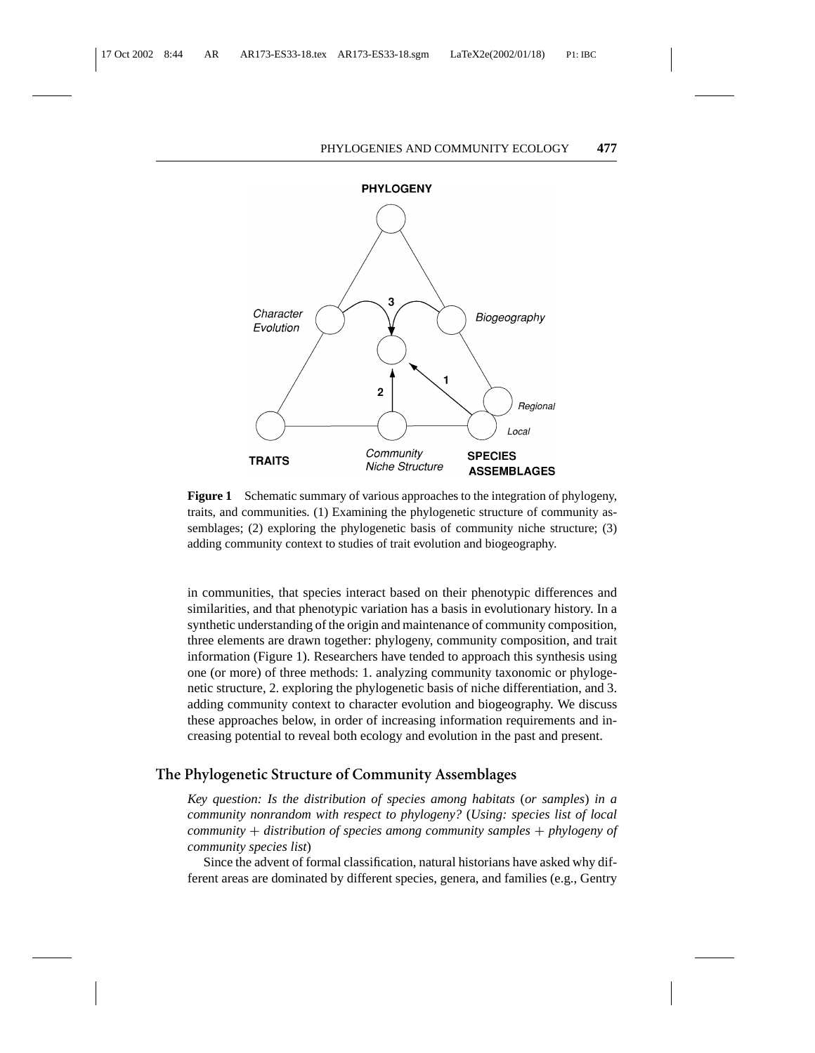**Figure 1** Schematic summary of various approaches to the integration of phylogeny, traits, and communities. (1) Examining the phylogenetic structure of community assemblages; (2) exploring the phylogenetic basis of community niche structure; (3) adding community context to studies of trait evolution and biogeography.

in communities, that species interact based on their phenotypic differences and similarities, and that phenotypic variation has a basis in evolutionary history. In a synthetic understanding of the origin and maintenance of community composition, three elements are drawn together: phylogeny, community composition, and trait information (Figure 1). Researchers have tended to approach this synthesis using one (or more) of three methods: 1. analyzing community taxonomic or phylogenetic structure, 2. exploring the phylogenetic basis of niche differentiation, and 3. adding community context to character evolution and biogeography. We discuss these approaches below, in order of increasing information requirements and increasing potential to reveal both ecology and evolution in the past and present.

## The Phylogenetic Structure of Community Assemblages

*Key question: Is the distribution of species among habitats (or samples) in a community nonrandom with respect to phylogeny? (Using: species list of local community + distribution of species among community samples + phylogeny of community species list)*

Since the advent of formal classification, natural historians have asked why different areas are dominated by different species, genera, and families (e.g., Gentry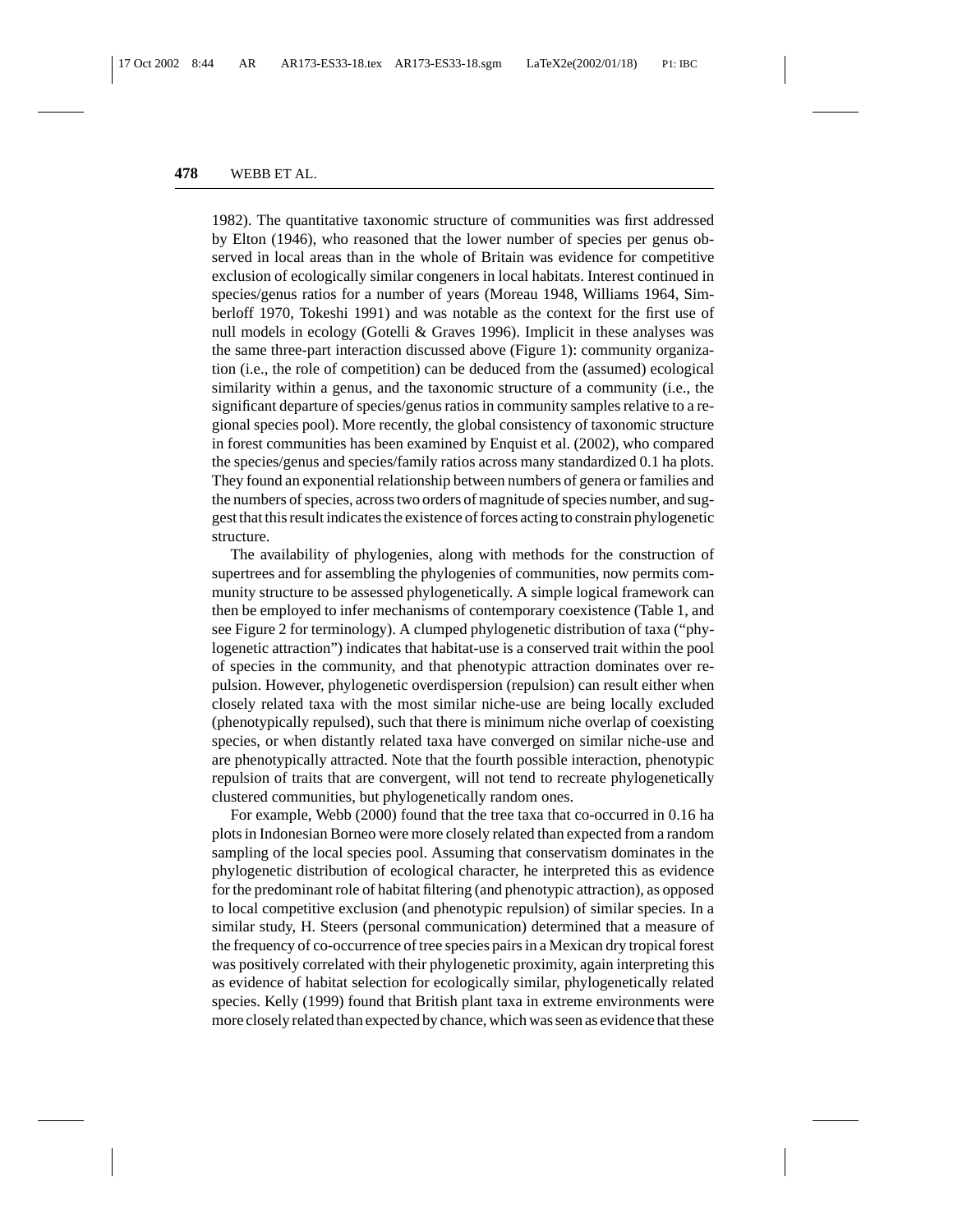1982). The quantitative taxonomic structure of communities was first addressed by Elton (1946), who reasoned that the lower number of species per genus observed in local areas than in the whole of Britain was evidence for competitive exclusion of ecologically similar congeners in local habitats. Interest continued in species/genus ratios for a number of years (Moreau 1948, Williams 1964, Simberloff 1970, Tokeshi 1991) and was notable as the context for the first use of null models in ecology (Gotelli & Graves 1996). Implicit in these analyses was the same three-part interaction discussed above (Figure 1): community organization (i.e., the role of competition) can be deduced from the (assumed) ecological similarity within a genus, and the taxonomic structure of a community (i.e., the significant departure of species/genus ratios in community samples relative to a regional species pool). More recently, the global consistency of taxonomic structure in forest communities has been examined by Enquist et al. (2002), who compared the species/genus and species/family ratios across many standardized 0.1 ha plots. They found an exponential relationship between numbers of genera or families and the numbers of species, across two orders of magnitude of species number, and suggest that this result indicates the existence of forces acting to constrain phylogenetic structure.

The availability of phylogenies, along with methods for the construction of supertrees and for assembling the phylogenies of communities, now permits community structure to be assessed phylogenetically. A simple logical framework can then be employed to infer mechanisms of contemporary coexistence (Table 1, and see Figure 2 for terminology). A clumped phylogenetic distribution of taxa ("phylogenetic attraction") indicates that habitat-use is a conserved trait within the pool of species in the community, and that phenotypic attraction dominates over repulsion. However, phylogenetic overdispersion (repulsion) can result either when closely related taxa with the most similar niche-use are being locally excluded (phenotypically repulsed), such that there is minimum niche overlap of coexisting species, or when distantly related taxa have converged on similar niche-use and are phenotypically attracted. Note that the fourth possible interaction, phenotypic repulsion of traits that are convergent, will not tend to recreate phylogenetically clustered communities, but phylogenetically random ones.

For example, Webb (2000) found that the tree taxa that co-occurred in 0.16 ha plots in Indonesian Borneo were more closely related than expected from a random sampling of the local species pool. Assuming that conservatism dominates in the phylogenetic distribution of ecological character, he interpreted this as evidence for the predominant role of habitat filtering (and phenotypic attraction), as opposed to local competitive exclusion (and phenotypic repulsion) of similar species. In a similar study, H. Steers (personal communication) determined that a measure of the frequency of co-occurrence of tree species pairs in a Mexican dry tropical forest was positively correlated with their phylogenetic proximity, again interpreting this as evidence of habitat selection for ecologically similar, phylogenetically related species. Kelly (1999) found that British plant taxa in extreme environments were more closely related than expected by chance, which was seen as evidence that these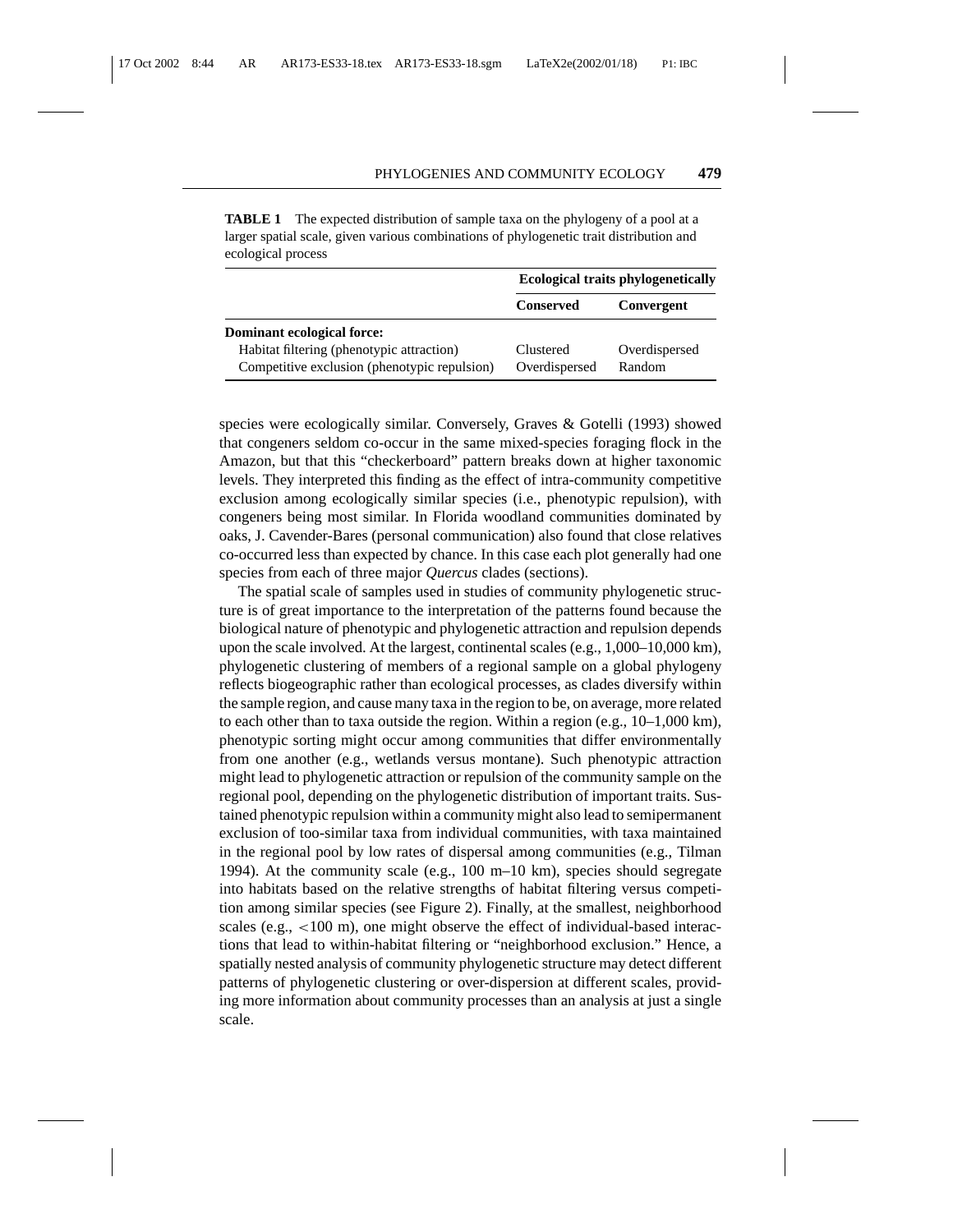**TABLE 1** The expected distribution of sample taxa on the phylogeny of a pool at a larger spatial scale, given various combinations of phylogenetic trait distribution and ecological process

| | **Ecological traits phylogenetically** | |
|---|---|---|
| | **Conserved** | **Convergent** |
| **Dominant ecological force:** | | |
| Habitat filtering (phenotypic attraction) | Clustered | Overdispersed |
| Competitive exclusion (phenotypic repulsion) | Overdispersed | Random |

species were ecologically similar. Conversely, Graves & Gotelli (1993) showed that congeners seldom co-occur in the same mixed-species foraging flock in the Amazon, but that this "checkerboard" pattern breaks down at higher taxonomic levels. They interpreted this finding as the effect of intra-community competitive exclusion among ecologically similar species (i.e., phenotypic repulsion), with congeners being most similar. In Florida woodland communities dominated by oaks, J. Cavender-Bares (personal communication) also found that close relatives co-occurred less than expected by chance. In this case each plot generally had one species from each of three major *Quercus* clades (sections).

The spatial scale of samples used in studies of community phylogenetic structure is of great importance to the interpretation of the patterns found because the biological nature of phenotypic and phylogenetic attraction and repulsion depends upon the scale involved. At the largest, continental scales (e.g., 1,000–10,000 km), phylogenetic clustering of members of a regional sample on a global phylogeny reflects biogeographic rather than ecological processes, as clades diversify within the sample region, and cause many taxa in the region to be, on average, more related to each other than to taxa outside the region. Within a region (e.g., 10–1,000 km), phenotypic sorting might occur among communities that differ environmentally from one another (e.g., wetlands versus montane). Such phenotypic attraction might lead to phylogenetic attraction or repulsion of the community sample on the regional pool, depending on the phylogenetic distribution of important traits. Sustained phenotypic repulsion within a community might also lead to semipermanent exclusion of too-similar taxa from individual communities, with taxa maintained in the regional pool by low rates of dispersal among communities (e.g., Tilman 1994). At the community scale (e.g., 100 m–10 km), species should segregate into habitats based on the relative strengths of habitat filtering versus competition among similar species (see Figure 2). Finally, at the smallest, neighborhood scales (e.g., <100 m), one might observe the effect of individual-based interactions that lead to within-habitat filtering or "neighborhood exclusion." Hence, a spatially nested analysis of community phylogenetic structure may detect different patterns of phylogenetic clustering or over-dispersion at different scales, providing more information about community processes than an analysis at just a single scale.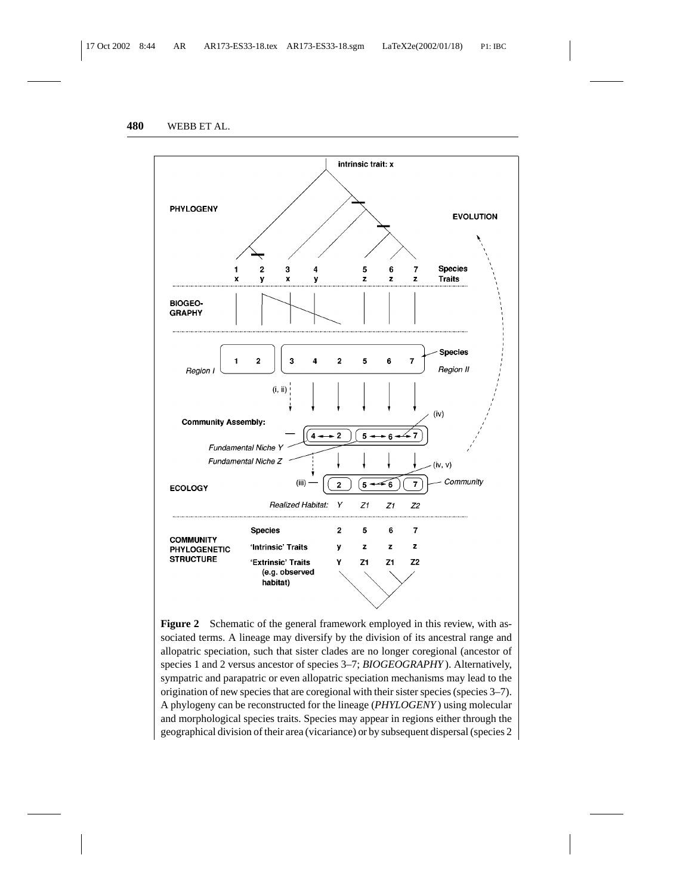**Figure 2** Schematic of the general framework employed in this review, with associated terms. A lineage may diversify by the division of its ancestral range and allopatric speciation, such that sister clades are no longer coregional (ancestor of species 1 and 2 versus ancestor of species 3–7; *BIOGEOGRAPHY*). Alternatively, sympatric and parapatric or even allopatric speciation mechanisms may lead to the origination of new species that are coregional with their sister species (species 3–7). A phylogeny can be reconstructed for the lineage (*PHYLOGENY*) using molecular and morphological species traits. Species may appear in regions either through the geographical division of their area (vicariance) or by subsequent dispersal (species 2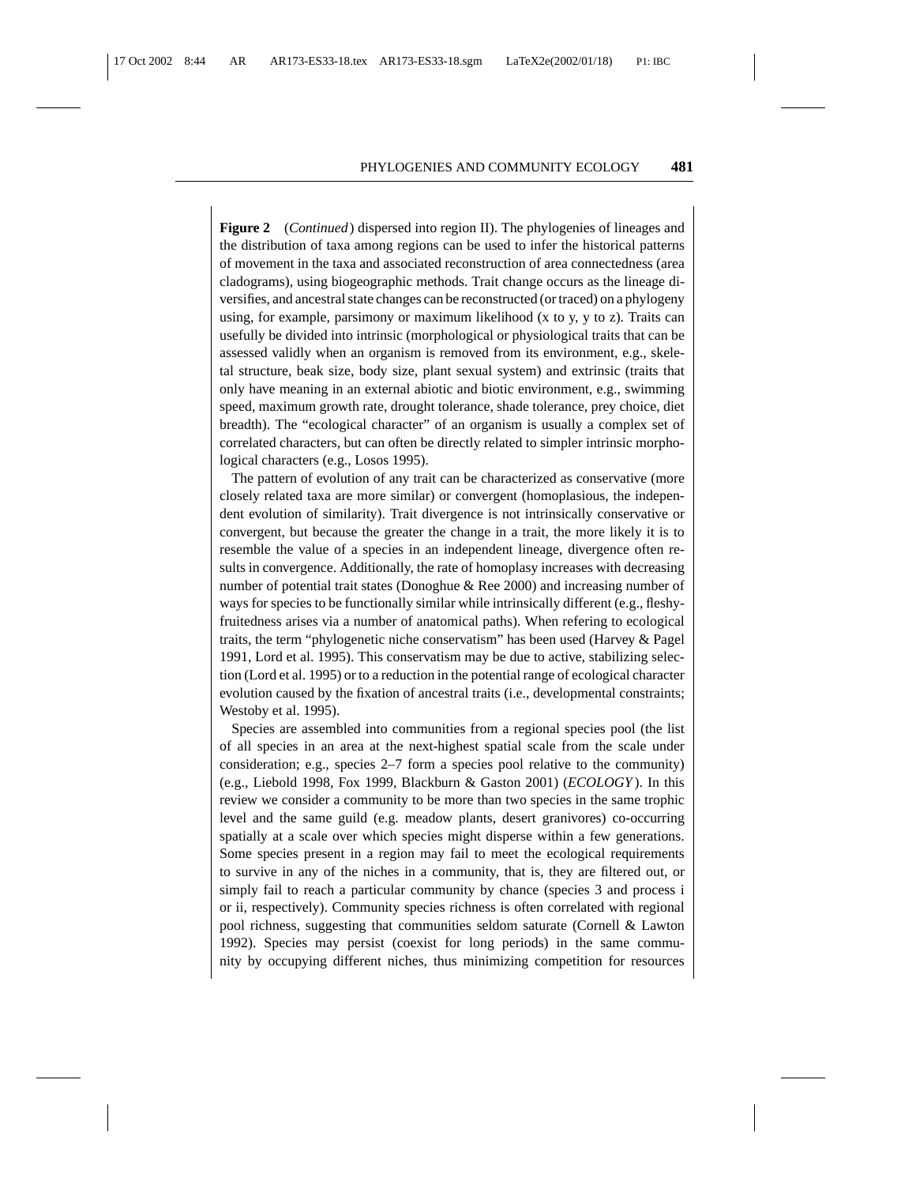**Figure 2** (*Continued*) dispersed into region II). The phylogenies of lineages and the distribution of taxa among regions can be used to infer the historical patterns of movement in the taxa and associated reconstruction of area connectedness (area cladograms), using biogeographic methods. Trait change occurs as the lineage diversifies, and ancestral state changes can be reconstructed (or traced) on a phylogeny using, for example, parsimony or maximum likelihood (x to y, y to z). Traits can usefully be divided into intrinsic (morphological or physiological traits that can be assessed validly when an organism is removed from its environment, e.g., skeletal structure, beak size, body size, plant sexual system) and extrinsic (traits that only have meaning in an external abiotic and biotic environment, e.g., swimming speed, maximum growth rate, drought tolerance, shade tolerance, prey choice, diet breadth). The "ecological character" of an organism is usually a complex set of correlated characters, but can often be directly related to simpler intrinsic morphological characters (e.g., Losos 1995).

The pattern of evolution of any trait can be characterized as conservative (more closely related taxa are more similar) or convergent (homoplasious, the independent evolution of similarity). Trait divergence is not intrinsically conservative or convergent, but because the greater the change in a trait, the more likely it is to resemble the value of a species in an independent lineage, divergence often results in convergence. Additionally, the rate of homoplasy increases with decreasing number of potential trait states (Donoghue & Ree 2000) and increasing number of ways for species to be functionally similar while intrinsically different (e.g., fleshy-fruitedness arises via a number of anatomical paths). When refering to ecological traits, the term "phylogenetic niche conservatism" has been used (Harvey & Pagel 1991, Lord et al. 1995). This conservatism may be due to active, stabilizing selection (Lord et al. 1995) or to a reduction in the potential range of ecological character evolution caused by the fixation of ancestral traits (i.e., developmental constraints; Westoby et al. 1995).

Species are assembled into communities from a regional species pool (the list of all species in an area at the next-highest spatial scale from the scale under consideration; e.g., species 2–7 form a species pool relative to the community) (e.g., Liebold 1998, Fox 1999, Blackburn & Gaston 2001) (*ECOLOGY*). In this review we consider a community to be more than two species in the same trophic level and the same guild (e.g. meadow plants, desert granivores) co-occurring spatially at a scale over which species might disperse within a few generations. Some species present in a region may fail to meet the ecological requirements to survive in any of the niches in a community, that is, they are filtered out, or simply fail to reach a particular community by chance (species 3 and process i or ii, respectively). Community species richness is often correlated with regional pool richness, suggesting that communities seldom saturate (Cornell & Lawton 1992). Species may persist (coexist for long periods) in the same community by occupying different niches, thus minimizing competition for resources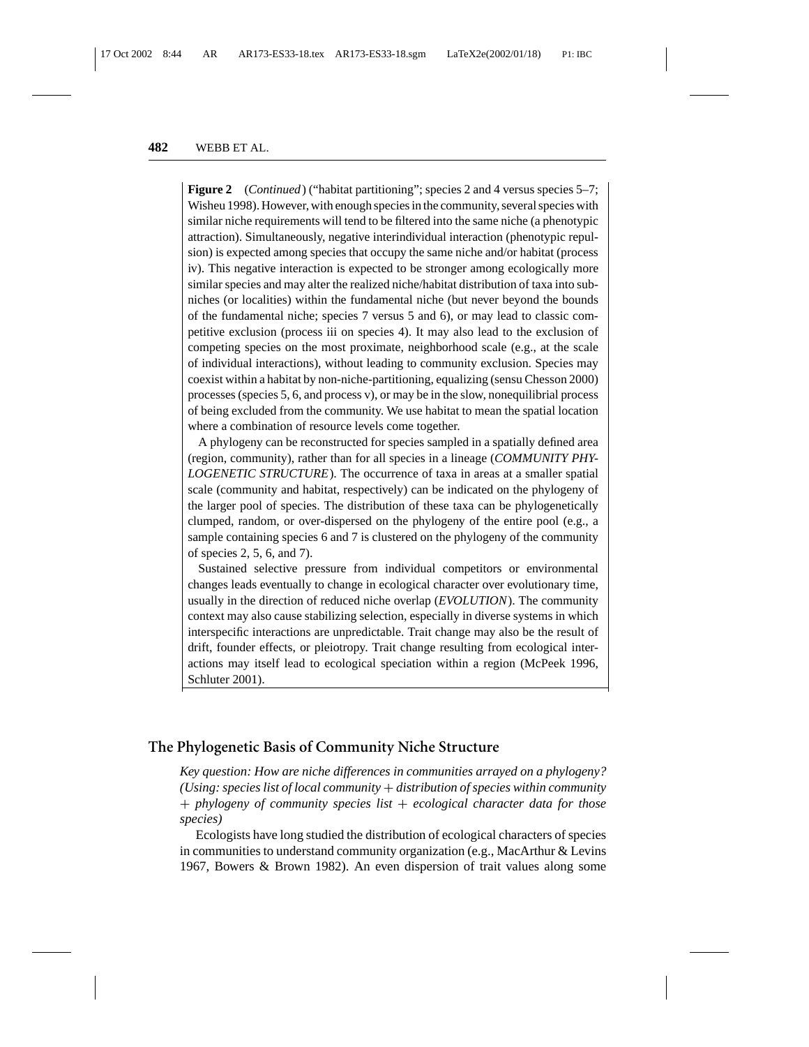**Figure 2** (*Continued*) ("habitat partitioning"; species 2 and 4 versus species 5–7; Wisheu 1998). However, with enough species in the community, several species with similar niche requirements will tend to be filtered into the same niche (a phenotypic attraction). Simultaneously, negative interindividual interaction (phenotypic repulsion) is expected among species that occupy the same niche and/or habitat (process iv). This negative interaction is expected to be stronger among ecologically more similar species and may alter the realized niche/habitat distribution of taxa into subniches (or localities) within the fundamental niche (but never beyond the bounds of the fundamental niche; species 7 versus 5 and 6), or may lead to classic competitive exclusion (process iii on species 4). It may also lead to the exclusion of competing species on the most proximate, neighborhood scale (e.g., at the scale of individual interactions), without leading to community exclusion. Species may coexist within a habitat by non-niche-partitioning, equalizing (sensu Chesson 2000) processes (species 5, 6, and process v), or may be in the slow, nonequilibrial process of being excluded from the community. We use habitat to mean the spatial location where a combination of resource levels come together.

A phylogeny can be reconstructed for species sampled in a spatially defined area (region, community), rather than for all species in a lineage (*COMMUNITY PHYLOGENETIC STRUCTURE*). The occurrence of taxa in areas at a smaller spatial scale (community and habitat, respectively) can be indicated on the phylogeny of the larger pool of species. The distribution of these taxa can be phylogenetically clumped, random, or over-dispersed on the phylogeny of the entire pool (e.g., a sample containing species 6 and 7 is clustered on the phylogeny of the community of species 2, 5, 6, and 7).

Sustained selective pressure from individual competitors or environmental changes leads eventually to change in ecological character over evolutionary time, usually in the direction of reduced niche overlap (*EVOLUTION*). The community context may also cause stabilizing selection, especially in diverse systems in which interspecific interactions are unpredictable. Trait change may also be the result of drift, founder effects, or pleiotropy. Trait change resulting from ecological interactions may itself lead to ecological speciation within a region (McPeek 1996, Schluter 2001).

## The Phylogenetic Basis of Community Niche Structure

*Key question: How are niche differences in communities arrayed on a phylogeny? (Using: species list of local community + distribution of species within community + phylogeny of community species list + ecological character data for those species)*

Ecologists have long studied the distribution of ecological characters of species in communities to understand community organization (e.g., MacArthur & Levins 1967, Bowers & Brown 1982). An even dispersion of trait values along some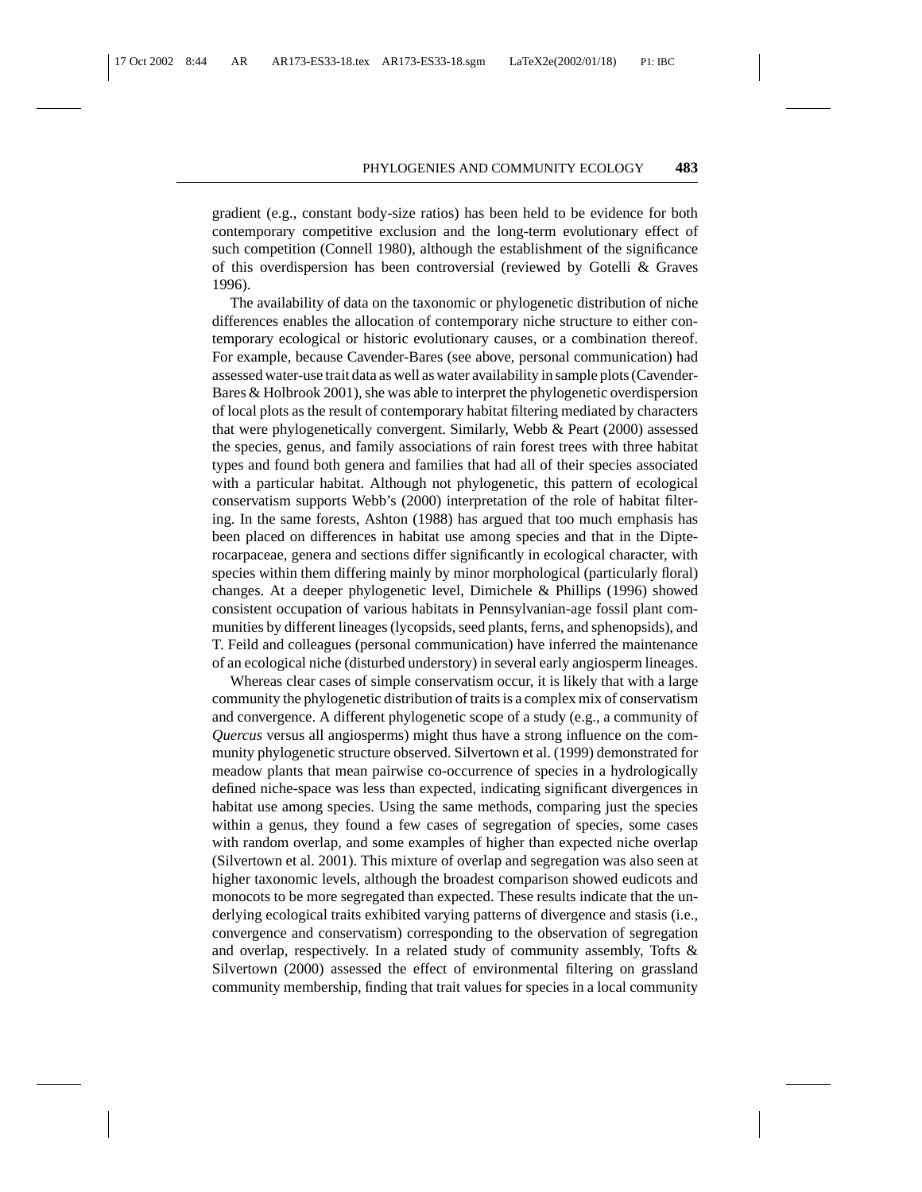gradient (e.g., constant body-size ratios) has been held to be evidence for both contemporary competitive exclusion and the long-term evolutionary effect of such competition (Connell 1980), although the establishment of the significance of this overdispersion has been controversial (reviewed by Gotelli & Graves 1996).

The availability of data on the taxonomic or phylogenetic distribution of niche differences enables the allocation of contemporary niche structure to either contemporary ecological or historic evolutionary causes, or a combination thereof. For example, because Cavender-Bares (see above, personal communication) had assessed water-use trait data as well as water availability in sample plots (Cavender-Bares & Holbrook 2001), she was able to interpret the phylogenetic overdispersion of local plots as the result of contemporary habitat filtering mediated by characters that were phylogenetically convergent. Similarly, Webb & Peart (2000) assessed the species, genus, and family associations of rain forest trees with three habitat types and found both genera and families that had all of their species associated with a particular habitat. Although not phylogenetic, this pattern of ecological conservatism supports Webb's (2000) interpretation of the role of habitat filtering. In the same forests, Ashton (1988) has argued that too much emphasis has been placed on differences in habitat use among species and that in the Dipterocarpaceae, genera and sections differ significantly in ecological character, with species within them differing mainly by minor morphological (particularly floral) changes. At a deeper phylogenetic level, Dimichele & Phillips (1996) showed consistent occupation of various habitats in Pennsylvanian-age fossil plant communities by different lineages (lycopsids, seed plants, ferns, and sphenopsids), and T. Feild and colleagues (personal communication) have inferred the maintenance of an ecological niche (disturbed understory) in several early angiosperm lineages.

Whereas clear cases of simple conservatism occur, it is likely that with a large community the phylogenetic distribution of traits is a complex mix of conservatism and convergence. A different phylogenetic scope of a study (e.g., a community of *Quercus* versus all angiosperms) might thus have a strong influence on the community phylogenetic structure observed. Silvertown et al. (1999) demonstrated for meadow plants that mean pairwise co-occurrence of species in a hydrologically defined niche-space was less than expected, indicating significant divergences in habitat use among species. Using the same methods, comparing just the species within a genus, they found a few cases of segregation of species, some cases with random overlap, and some examples of higher than expected niche overlap (Silvertown et al. 2001). This mixture of overlap and segregation was also seen at higher taxonomic levels, although the broadest comparison showed eudicots and monocots to be more segregated than expected. These results indicate that the underlying ecological traits exhibited varying patterns of divergence and stasis (i.e., convergence and conservatism) corresponding to the observation of segregation and overlap, respectively. In a related study of community assembly, Tofts & Silvertown (2000) assessed the effect of environmental filtering on grassland community membership, finding that trait values for species in a local community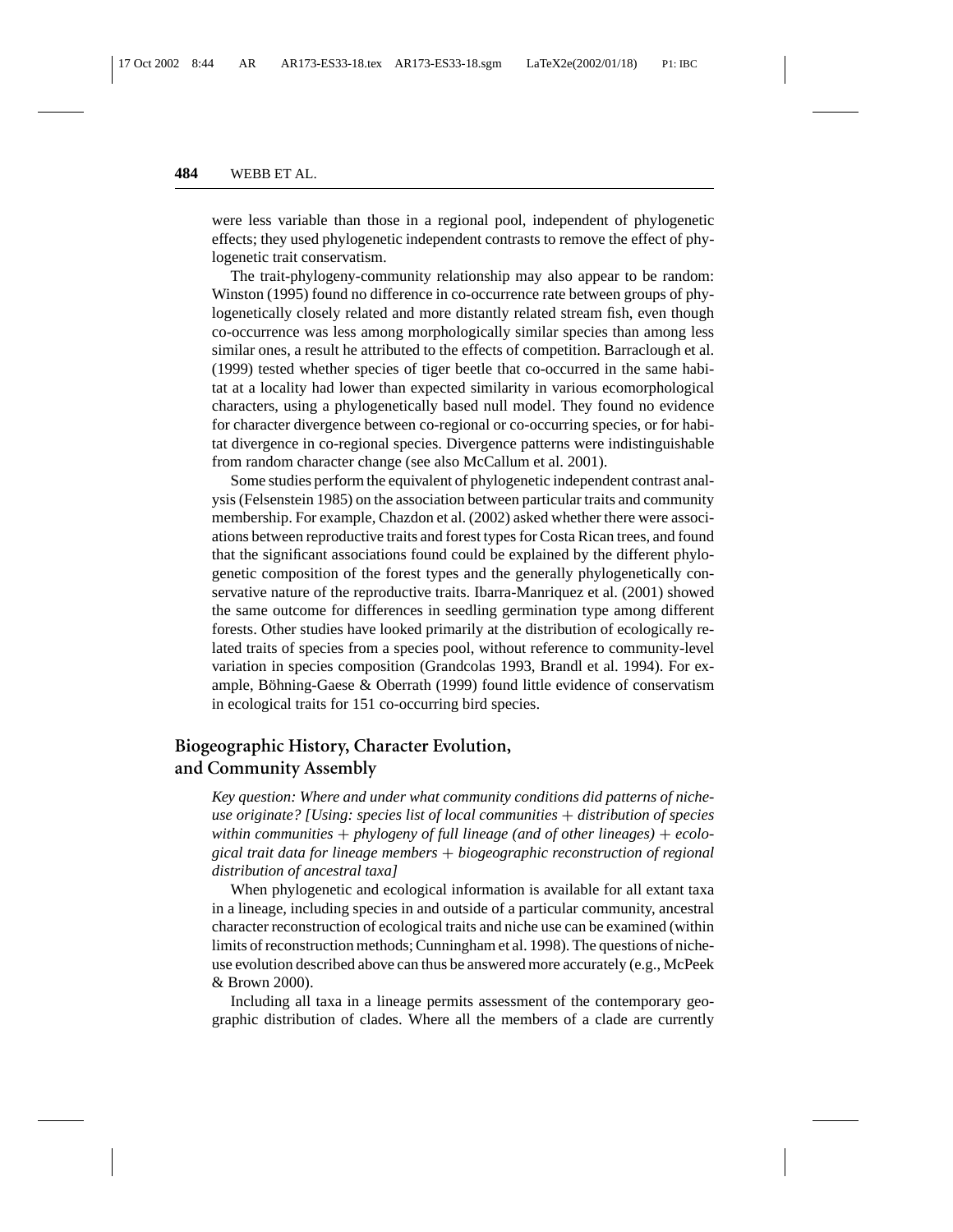were less variable than those in a regional pool, independent of phylogenetic effects; they used phylogenetic independent contrasts to remove the effect of phylogenetic trait conservatism.

The trait-phylogeny-community relationship may also appear to be random: Winston (1995) found no difference in co-occurrence rate between groups of phylogenetically closely related and more distantly related stream fish, even though co-occurrence was less among morphologically similar species than among less similar ones, a result he attributed to the effects of competition. Barraclough et al. (1999) tested whether species of tiger beetle that co-occurred in the same habitat at a locality had lower than expected similarity in various ecomorphological characters, using a phylogenetically based null model. They found no evidence for character divergence between co-regional or co-occurring species, or for habitat divergence in co-regional species. Divergence patterns were indistinguishable from random character change (see also McCallum et al. 2001).

Some studies perform the equivalent of phylogenetic independent contrast analysis (Felsenstein 1985) on the association between particular traits and community membership. For example, Chazdon et al. (2002) asked whether there were associations between reproductive traits and forest types for Costa Rican trees, and found that the significant associations found could be explained by the different phylogenetic composition of the forest types and the generally phylogenetically conservative nature of the reproductive traits. Ibarra-Manriquez et al. (2001) showed the same outcome for differences in seedling germination type among different forests. Other studies have looked primarily at the distribution of ecologically related traits of species from a species pool, without reference to community-level variation in species composition (Grandcolas 1993, Brandl et al. 1994). For example, Böhning-Gaese & Oberrath (1999) found little evidence of conservatism in ecological traits for 151 co-occurring bird species.

## Biogeographic History, Character Evolution, and Community Assembly

*Key question: Where and under what community conditions did patterns of niche-use originate? [Using: species list of local communities + distribution of species within communities + phylogeny of full lineage (and of other lineages) + ecological trait data for lineage members + biogeographic reconstruction of regional distribution of ancestral taxa]*

When phylogenetic and ecological information is available for all extant taxa in a lineage, including species in and outside of a particular community, ancestral character reconstruction of ecological traits and niche use can be examined (within limits of reconstruction methods; Cunningham et al. 1998). The questions of niche-use evolution described above can thus be answered more accurately (e.g., McPeek & Brown 2000).

Including all taxa in a lineage permits assessment of the contemporary geographic distribution of clades. Where all the members of a clade are currently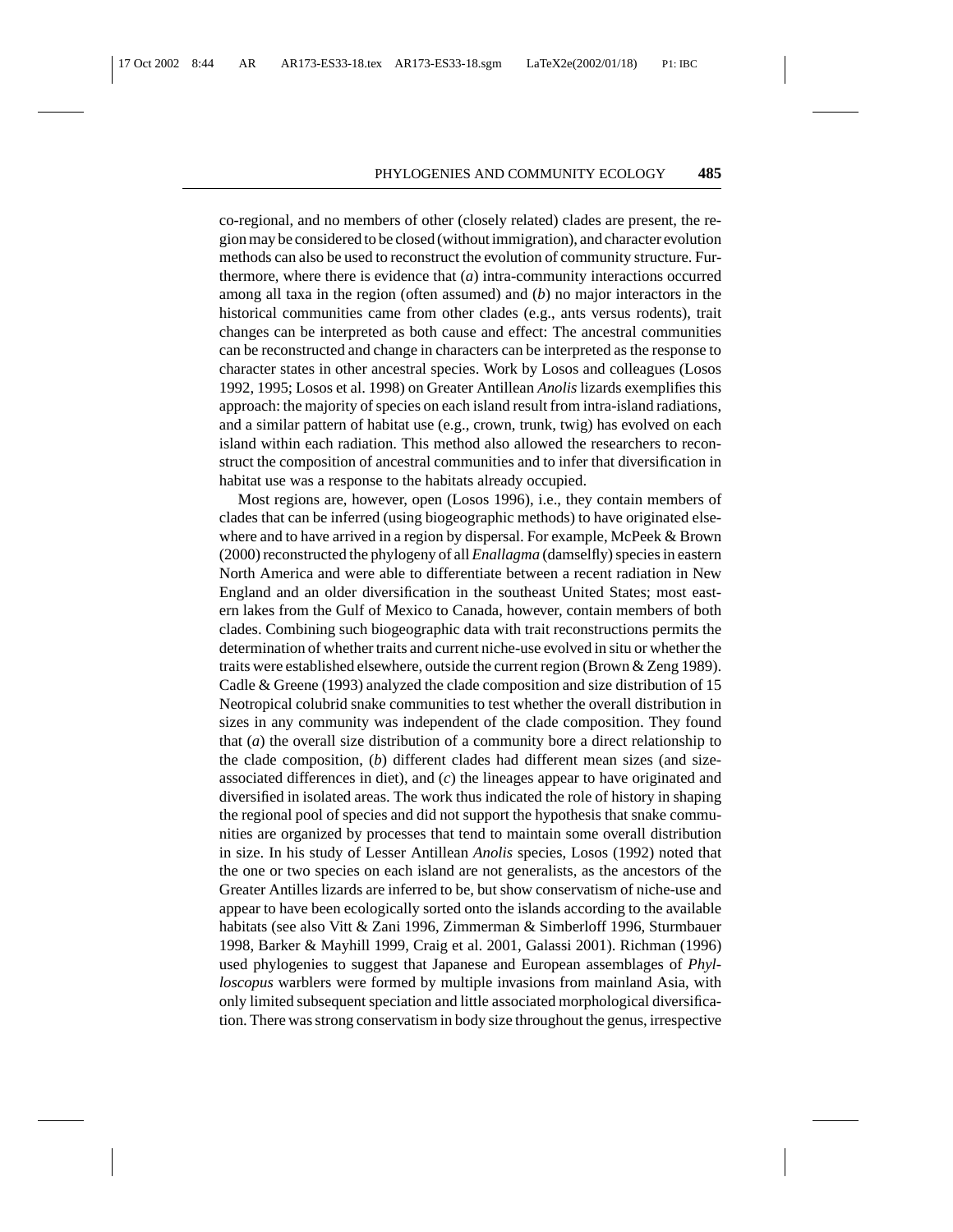co-regional, and no members of other (closely related) clades are present, the region may be considered to be closed (without immigration), and character evolution methods can also be used to reconstruct the evolution of community structure. Furthermore, where there is evidence that (*a*) intra-community interactions occurred among all taxa in the region (often assumed) and (*b*) no major interactors in the historical communities came from other clades (e.g., ants versus rodents), trait changes can be interpreted as both cause and effect: The ancestral communities can be reconstructed and change in characters can be interpreted as the response to character states in other ancestral species. Work by Losos and colleagues (Losos 1992, 1995; Losos et al. 1998) on Greater Antillean *Anolis* lizards exemplifies this approach: the majority of species on each island result from intra-island radiations, and a similar pattern of habitat use (e.g., crown, trunk, twig) has evolved on each island within each radiation. This method also allowed the researchers to reconstruct the composition of ancestral communities and to infer that diversification in habitat use was a response to the habitats already occupied.

Most regions are, however, open (Losos 1996), i.e., they contain members of clades that can be inferred (using biogeographic methods) to have originated elsewhere and to have arrived in a region by dispersal. For example, McPeek & Brown (2000) reconstructed the phylogeny of all *Enallagma* (damselfly) species in eastern North America and were able to differentiate between a recent radiation in New England and an older diversification in the southeast United States; most eastern lakes from the Gulf of Mexico to Canada, however, contain members of both clades. Combining such biogeographic data with trait reconstructions permits the determination of whether traits and current niche-use evolved in situ or whether the traits were established elsewhere, outside the current region (Brown & Zeng 1989). Cadle & Greene (1993) analyzed the clade composition and size distribution of 15 Neotropical colubrid snake communities to test whether the overall distribution in sizes in any community was independent of the clade composition. They found that (*a*) the overall size distribution of a community bore a direct relationship to the clade composition, (*b*) different clades had different mean sizes (and size-associated differences in diet), and (*c*) the lineages appear to have originated and diversified in isolated areas. The work thus indicated the role of history in shaping the regional pool of species and did not support the hypothesis that snake communities are organized by processes that tend to maintain some overall distribution in size. In his study of Lesser Antillean *Anolis* species, Losos (1992) noted that the one or two species on each island are not generalists, as the ancestors of the Greater Antilles lizards are inferred to be, but show conservatism of niche-use and appear to have been ecologically sorted onto the islands according to the available habitats (see also Vitt & Zani 1996, Zimmerman & Simberloff 1996, Sturmbauer 1998, Barker & Mayhill 1999, Craig et al. 2001, Galassi 2001). Richman (1996) used phylogenies to suggest that Japanese and European assemblages of *Phylloscopus* warblers were formed by multiple invasions from mainland Asia, with only limited subsequent speciation and little associated morphological diversification. There was strong conservatism in body size throughout the genus, irrespective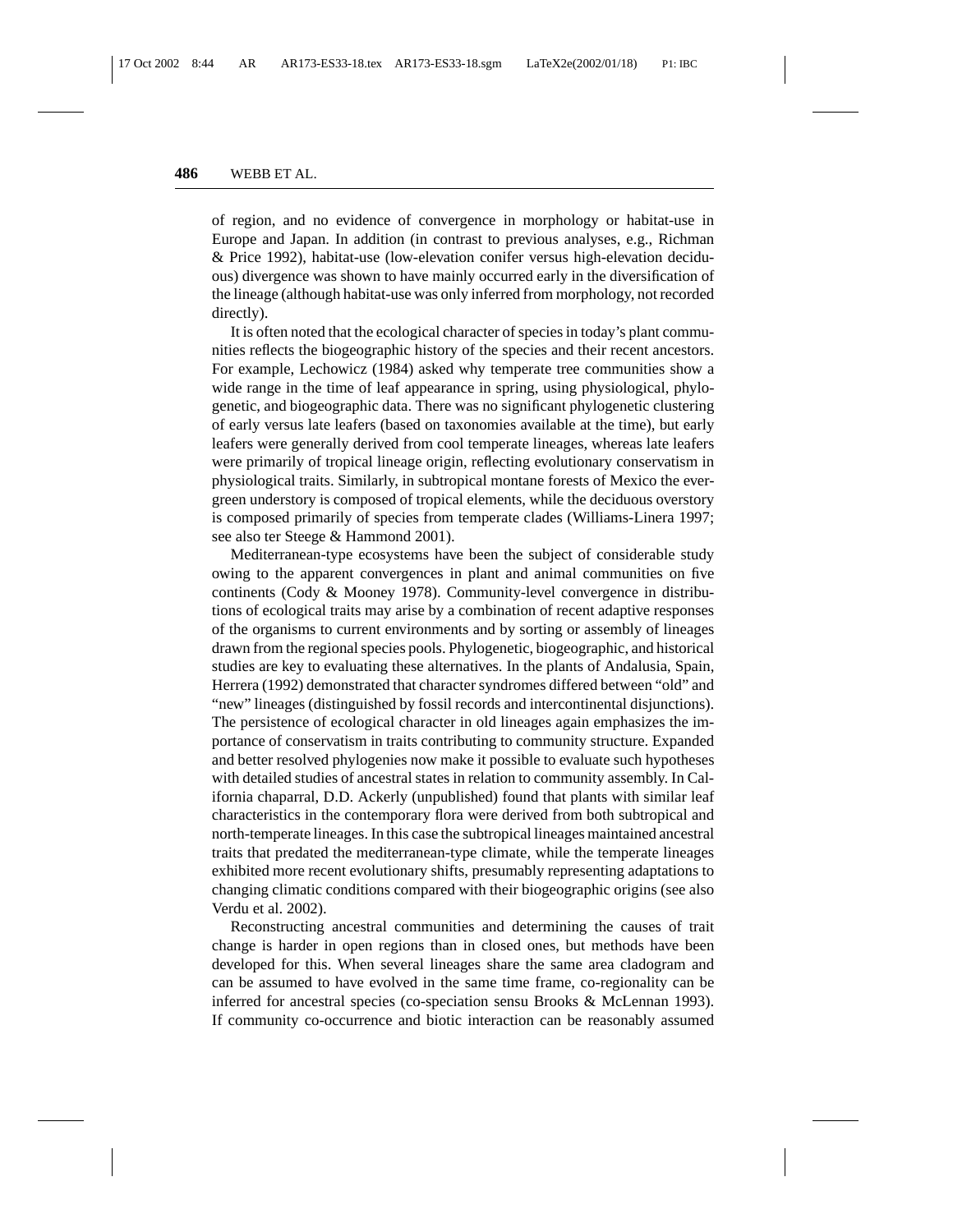of region, and no evidence of convergence in morphology or habitat-use in Europe and Japan. In addition (in contrast to previous analyses, e.g., Richman & Price 1992), habitat-use (low-elevation conifer versus high-elevation deciduous) divergence was shown to have mainly occurred early in the diversification of the lineage (although habitat-use was only inferred from morphology, not recorded directly).

It is often noted that the ecological character of species in today's plant communities reflects the biogeographic history of the species and their recent ancestors. For example, Lechowicz (1984) asked why temperate tree communities show a wide range in the time of leaf appearance in spring, using physiological, phylogenetic, and biogeographic data. There was no significant phylogenetic clustering of early versus late leafers (based on taxonomies available at the time), but early leafers were generally derived from cool temperate lineages, whereas late leafers were primarily of tropical lineage origin, reflecting evolutionary conservatism in physiological traits. Similarly, in subtropical montane forests of Mexico the evergreen understory is composed of tropical elements, while the deciduous overstory is composed primarily of species from temperate clades (Williams-Linera 1997; see also ter Steege & Hammond 2001).

Mediterranean-type ecosystems have been the subject of considerable study owing to the apparent convergences in plant and animal communities on five continents (Cody & Mooney 1978). Community-level convergence in distributions of ecological traits may arise by a combination of recent adaptive responses of the organisms to current environments and by sorting or assembly of lineages drawn from the regional species pools. Phylogenetic, biogeographic, and historical studies are key to evaluating these alternatives. In the plants of Andalusia, Spain, Herrera (1992) demonstrated that character syndromes differed between "old" and "new" lineages (distinguished by fossil records and intercontinental disjunctions). The persistence of ecological character in old lineages again emphasizes the importance of conservatism in traits contributing to community structure. Expanded and better resolved phylogenies now make it possible to evaluate such hypotheses with detailed studies of ancestral states in relation to community assembly. In California chaparral, D.D. Ackerly (unpublished) found that plants with similar leaf characteristics in the contemporary flora were derived from both subtropical and north-temperate lineages. In this case the subtropical lineages maintained ancestral traits that predated the mediterranean-type climate, while the temperate lineages exhibited more recent evolutionary shifts, presumably representing adaptations to changing climatic conditions compared with their biogeographic origins (see also Verdu et al. 2002).

Reconstructing ancestral communities and determining the causes of trait change is harder in open regions than in closed ones, but methods have been developed for this. When several lineages share the same area cladogram and can be assumed to have evolved in the same time frame, co-regionality can be inferred for ancestral species (co-speciation sensu Brooks & McLennan 1993). If community co-occurrence and biotic interaction can be reasonably assumed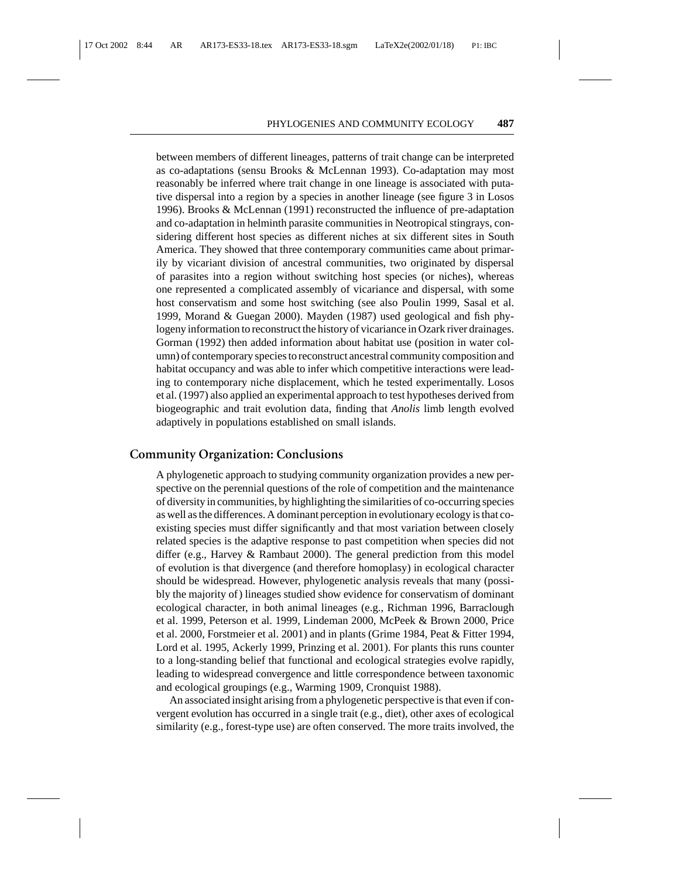between members of different lineages, patterns of trait change can be interpreted as co-adaptations (sensu Brooks & McLennan 1993). Co-adaptation may most reasonably be inferred where trait change in one lineage is associated with putative dispersal into a region by a species in another lineage (see figure 3 in Losos 1996). Brooks & McLennan (1991) reconstructed the influence of pre-adaptation and co-adaptation in helminth parasite communities in Neotropical stingrays, considering different host species as different niches at six different sites in South America. They showed that three contemporary communities came about primarily by vicariant division of ancestral communities, two originated by dispersal of parasites into a region without switching host species (or niches), whereas one represented a complicated assembly of vicariance and dispersal, with some host conservatism and some host switching (see also Poulin 1999, Sasal et al. 1999, Morand & Guegan 2000). Mayden (1987) used geological and fish phylogeny information to reconstruct the history of vicariance in Ozark river drainages. Gorman (1992) then added information about habitat use (position in water column) of contemporary species to reconstruct ancestral community composition and habitat occupancy and was able to infer which competitive interactions were leading to contemporary niche displacement, which he tested experimentally. Losos et al. (1997) also applied an experimental approach to test hypotheses derived from biogeographic and trait evolution data, finding that *Anolis* limb length evolved adaptively in populations established on small islands.

## Community Organization: Conclusions

A phylogenetic approach to studying community organization provides a new perspective on the perennial questions of the role of competition and the maintenance of diversity in communities, by highlighting the similarities of co-occurring species as well as the differences. A dominant perception in evolutionary ecology is that coexisting species must differ significantly and that most variation between closely related species is the adaptive response to past competition when species did not differ (e.g., Harvey & Rambaut 2000). The general prediction from this model of evolution is that divergence (and therefore homoplasy) in ecological character should be widespread. However, phylogenetic analysis reveals that many (possibly the majority of) lineages studied show evidence for conservatism of dominant ecological character, in both animal lineages (e.g., Richman 1996, Barraclough et al. 1999, Peterson et al. 1999, Lindeman 2000, McPeek & Brown 2000, Price et al. 2000, Forstmeier et al. 2001) and in plants (Grime 1984, Peat & Fitter 1994, Lord et al. 1995, Ackerly 1999, Prinzing et al. 2001). For plants this runs counter to a long-standing belief that functional and ecological strategies evolve rapidly, leading to widespread convergence and little correspondence between taxonomic and ecological groupings (e.g., Warming 1909, Cronquist 1988).

An associated insight arising from a phylogenetic perspective is that even if convergent evolution has occurred in a single trait (e.g., diet), other axes of ecological similarity (e.g., forest-type use) are often conserved. The more traits involved, the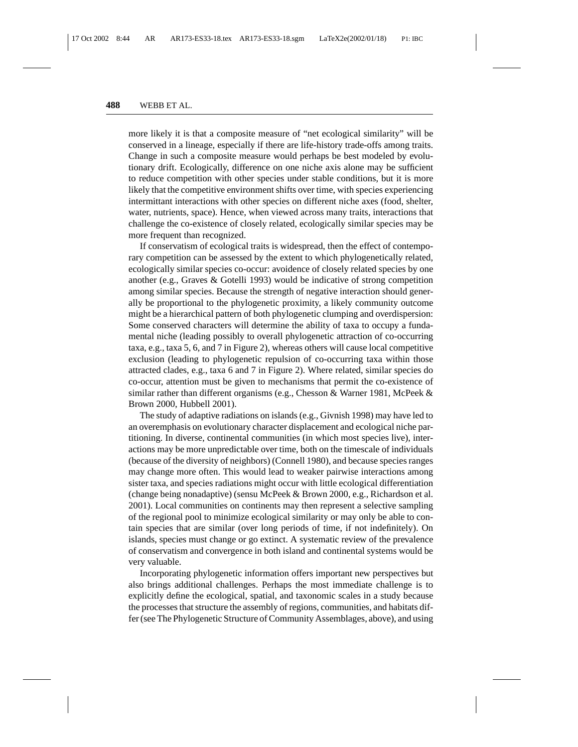more likely it is that a composite measure of "net ecological similarity" will be conserved in a lineage, especially if there are life-history trade-offs among traits. Change in such a composite measure would perhaps be best modeled by evolutionary drift. Ecologically, difference on one niche axis alone may be sufficient to reduce competition with other species under stable conditions, but it is more likely that the competitive environment shifts over time, with species experiencing intermittant interactions with other species on different niche axes (food, shelter, water, nutrients, space). Hence, when viewed across many traits, interactions that challenge the co-existence of closely related, ecologically similar species may be more frequent than recognized.

If conservatism of ecological traits is widespread, then the effect of contemporary competition can be assessed by the extent to which phylogenetically related, ecologically similar species co-occur: avoidence of closely related species by one another (e.g., Graves & Gotelli 1993) would be indicative of strong competition among similar species. Because the strength of negative interaction should generally be proportional to the phylogenetic proximity, a likely community outcome might be a hierarchical pattern of both phylogenetic clumping and overdispersion: Some conserved characters will determine the ability of taxa to occupy a fundamental niche (leading possibly to overall phylogenetic attraction of co-occurring taxa, e.g., taxa 5, 6, and 7 in Figure 2), whereas others will cause local competitive exclusion (leading to phylogenetic repulsion of co-occurring taxa within those attracted clades, e.g., taxa 6 and 7 in Figure 2). Where related, similar species do co-occur, attention must be given to mechanisms that permit the co-existence of similar rather than different organisms (e.g., Chesson & Warner 1981, McPeek & Brown 2000, Hubbell 2001).

The study of adaptive radiations on islands (e.g., Givnish 1998) may have led to an overemphasis on evolutionary character displacement and ecological niche partitioning. In diverse, continental communities (in which most species live), interactions may be more unpredictable over time, both on the timescale of individuals (because of the diversity of neighbors) (Connell 1980), and because species ranges may change more often. This would lead to weaker pairwise interactions among sister taxa, and species radiations might occur with little ecological differentiation (change being nonadaptive) (sensu McPeek & Brown 2000, e.g., Richardson et al. 2001). Local communities on continents may then represent a selective sampling of the regional pool to minimize ecological similarity or may only be able to contain species that are similar (over long periods of time, if not indefinitely). On islands, species must change or go extinct. A systematic review of the prevalence of conservatism and convergence in both island and continental systems would be very valuable.

Incorporating phylogenetic information offers important new perspectives but also brings additional challenges. Perhaps the most immediate challenge is to explicitly define the ecological, spatial, and taxonomic scales in a study because the processes that structure the assembly of regions, communities, and habitats differ (see The Phylogenetic Structure of Community Assemblages, above), and using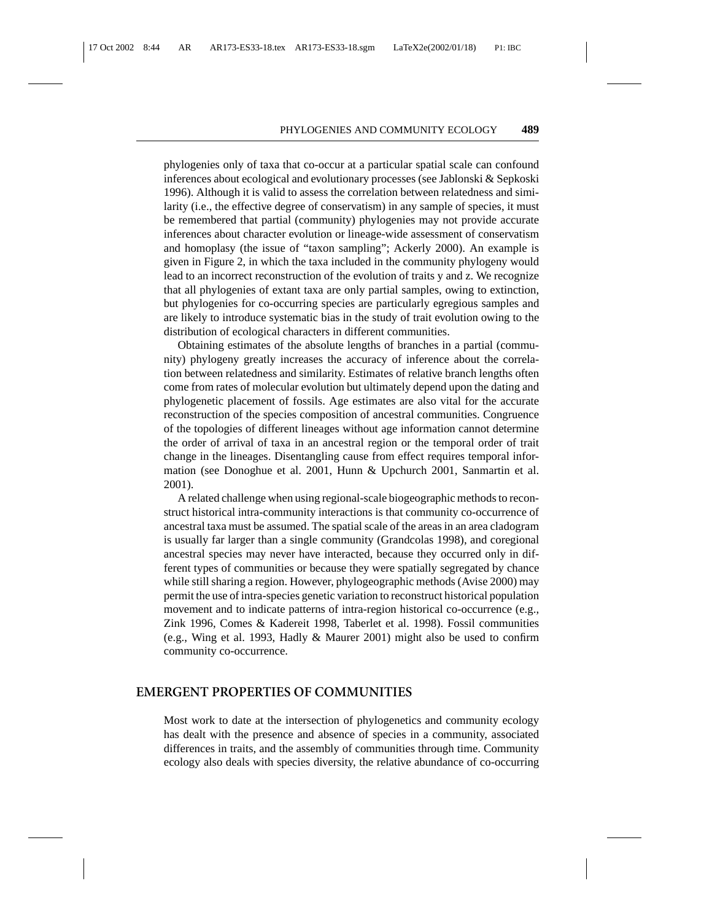phylogenies only of taxa that co-occur at a particular spatial scale can confound inferences about ecological and evolutionary processes (see Jablonski & Sepkoski 1996). Although it is valid to assess the correlation between relatedness and similarity (i.e., the effective degree of conservatism) in any sample of species, it must be remembered that partial (community) phylogenies may not provide accurate inferences about character evolution or lineage-wide assessment of conservatism and homoplasy (the issue of "taxon sampling"; Ackerly 2000). An example is given in Figure 2, in which the taxa included in the community phylogeny would lead to an incorrect reconstruction of the evolution of traits y and z. We recognize that all phylogenies of extant taxa are only partial samples, owing to extinction, but phylogenies for co-occurring species are particularly egregious samples and are likely to introduce systematic bias in the study of trait evolution owing to the distribution of ecological characters in different communities.

Obtaining estimates of the absolute lengths of branches in a partial (community) phylogeny greatly increases the accuracy of inference about the correlation between relatedness and similarity. Estimates of relative branch lengths often come from rates of molecular evolution but ultimately depend upon the dating and phylogenetic placement of fossils. Age estimates are also vital for the accurate reconstruction of the species composition of ancestral communities. Congruence of the topologies of different lineages without age information cannot determine the order of arrival of taxa in an ancestral region or the temporal order of trait change in the lineages. Disentangling cause from effect requires temporal information (see Donoghue et al. 2001, Hunn & Upchurch 2001, Sanmartin et al. 2001).

A related challenge when using regional-scale biogeographic methods to reconstruct historical intra-community interactions is that community co-occurrence of ancestral taxa must be assumed. The spatial scale of the areas in an area cladogram is usually far larger than a single community (Grandcolas 1998), and coregional ancestral species may never have interacted, because they occurred only in different types of communities or because they were spatially segregated by chance while still sharing a region. However, phylogeographic methods (Avise 2000) may permit the use of intra-species genetic variation to reconstruct historical population movement and to indicate patterns of intra-region historical co-occurrence (e.g., Zink 1996, Comes & Kadereit 1998, Taberlet et al. 1998). Fossil communities (e.g., Wing et al. 1993, Hadly & Maurer 2001) might also be used to confirm community co-occurrence.

## EMERGENT PROPERTIES OF COMMUNITIES

Most work to date at the intersection of phylogenetics and community ecology has dealt with the presence and absence of species in a community, associated differences in traits, and the assembly of communities through time. Community ecology also deals with species diversity, the relative abundance of co-occurring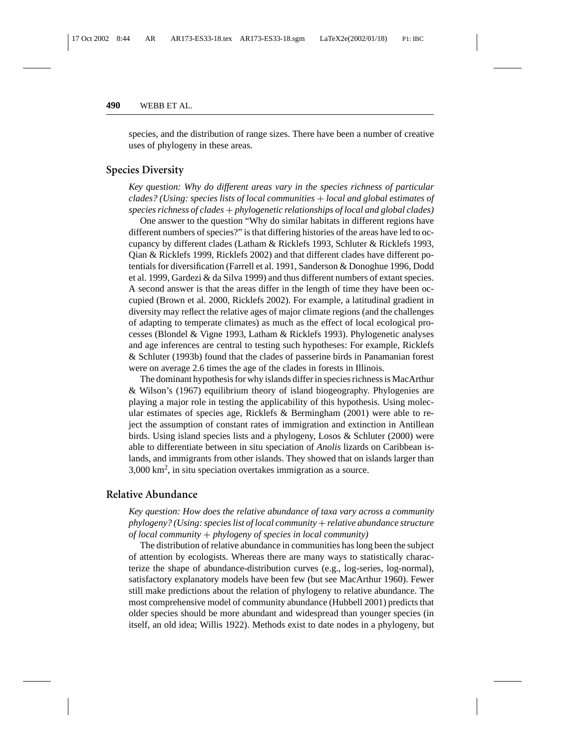species, and the distribution of range sizes. There have been a number of creative uses of phylogeny in these areas.

## Species Diversity

*Key question: Why do different areas vary in the species richness of particular clades? (Using: species lists of local communities + local and global estimates of species richness of clades + phylogenetic relationships of local and global clades)*

One answer to the question "Why do similar habitats in different regions have different numbers of species?" is that differing histories of the areas have led to occupancy by different clades (Latham & Ricklefs 1993, Schluter & Ricklefs 1993, Qian & Ricklefs 1999, Ricklefs 2002) and that different clades have different potentials for diversification (Farrell et al. 1991, Sanderson & Donoghue 1996, Dodd et al. 1999, Gardezi & da Silva 1999) and thus different numbers of extant species. A second answer is that the areas differ in the length of time they have been occupied (Brown et al. 2000, Ricklefs 2002). For example, a latitudinal gradient in diversity may reflect the relative ages of major climate regions (and the challenges of adapting to temperate climates) as much as the effect of local ecological processes (Blondel & Vigne 1993, Latham & Ricklefs 1993). Phylogenetic analyses and age inferences are central to testing such hypotheses: For example, Ricklefs & Schluter (1993b) found that the clades of passerine birds in Panamanian forest were on average 2.6 times the age of the clades in forests in Illinois.

The dominant hypothesis for why islands differ in species richness is MacArthur & Wilson's (1967) equilibrium theory of island biogeography. Phylogenies are playing a major role in testing the applicability of this hypothesis. Using molecular estimates of species age, Ricklefs & Bermingham (2001) were able to reject the assumption of constant rates of immigration and extinction in Antillean birds. Using island species lists and a phylogeny, Losos & Schluter (2000) were able to differentiate between in situ speciation of *Anolis* lizards on Caribbean islands, and immigrants from other islands. They showed that on islands larger than 3,000 km$^2$, in situ speciation overtakes immigration as a source.

## Relative Abundance

*Key question: How does the relative abundance of taxa vary across a community phylogeny? (Using: species list of local community + relative abundance structure of local community + phylogeny of species in local community)*

The distribution of relative abundance in communities has long been the subject of attention by ecologists. Whereas there are many ways to statistically characterize the shape of abundance-distribution curves (e.g., log-series, log-normal), satisfactory explanatory models have been few (but see MacArthur 1960). Fewer still make predictions about the relation of phylogeny to relative abundance. The most comprehensive model of community abundance (Hubbell 2001) predicts that older species should be more abundant and widespread than younger species (in itself, an old idea; Willis 1922). Methods exist to date nodes in a phylogeny, but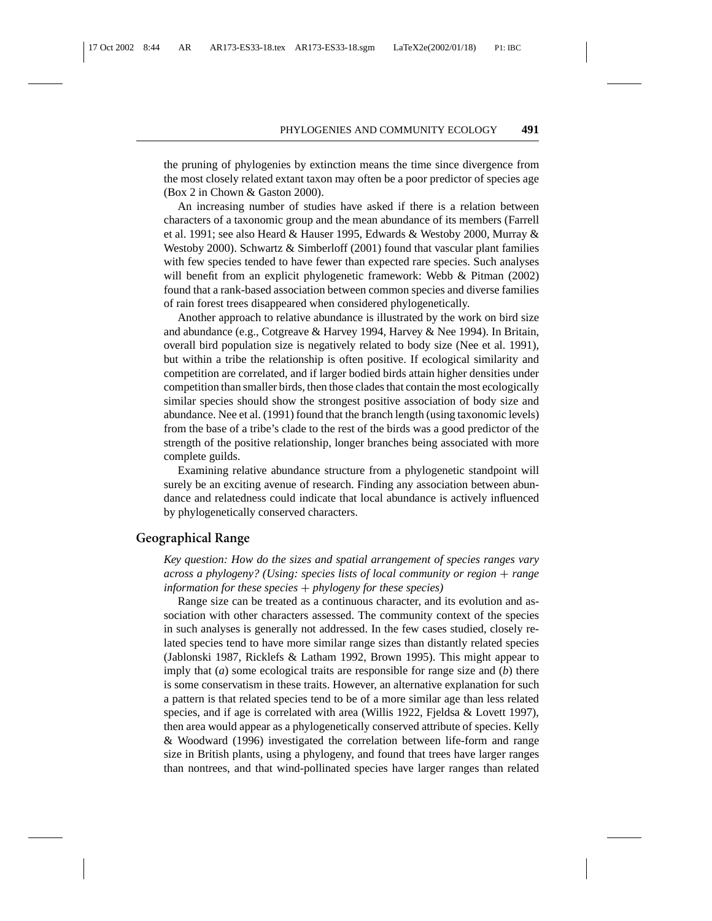the pruning of phylogenies by extinction means the time since divergence from the most closely related extant taxon may often be a poor predictor of species age (Box 2 in Chown & Gaston 2000).

An increasing number of studies have asked if there is a relation between characters of a taxonomic group and the mean abundance of its members (Farrell et al. 1991; see also Heard & Hauser 1995, Edwards & Westoby 2000, Murray & Westoby 2000). Schwartz & Simberloff (2001) found that vascular plant families with few species tended to have fewer than expected rare species. Such analyses will benefit from an explicit phylogenetic framework: Webb & Pitman (2002) found that a rank-based association between common species and diverse families of rain forest trees disappeared when considered phylogenetically.

Another approach to relative abundance is illustrated by the work on bird size and abundance (e.g., Cotgreave & Harvey 1994, Harvey & Nee 1994). In Britain, overall bird population size is negatively related to body size (Nee et al. 1991), but within a tribe the relationship is often positive. If ecological similarity and competition are correlated, and if larger bodied birds attain higher densities under competition than smaller birds, then those clades that contain the most ecologically similar species should show the strongest positive association of body size and abundance. Nee et al. (1991) found that the branch length (using taxonomic levels) from the base of a tribe's clade to the rest of the birds was a good predictor of the strength of the positive relationship, longer branches being associated with more complete guilds.

Examining relative abundance structure from a phylogenetic standpoint will surely be an exciting avenue of research. Finding any association between abundance and relatedness could indicate that local abundance is actively influenced by phylogenetically conserved characters.

## Geographical Range

*Key question: How do the sizes and spatial arrangement of species ranges vary across a phylogeny? (Using: species lists of local community or region + range information for these species + phylogeny for these species)*

Range size can be treated as a continuous character, and its evolution and association with other characters assessed. The community context of the species in such analyses is generally not addressed. In the few cases studied, closely related species tend to have more similar range sizes than distantly related species (Jablonski 1987, Ricklefs & Latham 1992, Brown 1995). This might appear to imply that (*a*) some ecological traits are responsible for range size and (*b*) there is some conservatism in these traits. However, an alternative explanation for such a pattern is that related species tend to be of a more similar age than less related species, and if age is correlated with area (Willis 1922, Fjeldsa & Lovett 1997), then area would appear as a phylogenetically conserved attribute of species. Kelly & Woodward (1996) investigated the correlation between life-form and range size in British plants, using a phylogeny, and found that trees have larger ranges than nontrees, and that wind-pollinated species have larger ranges than related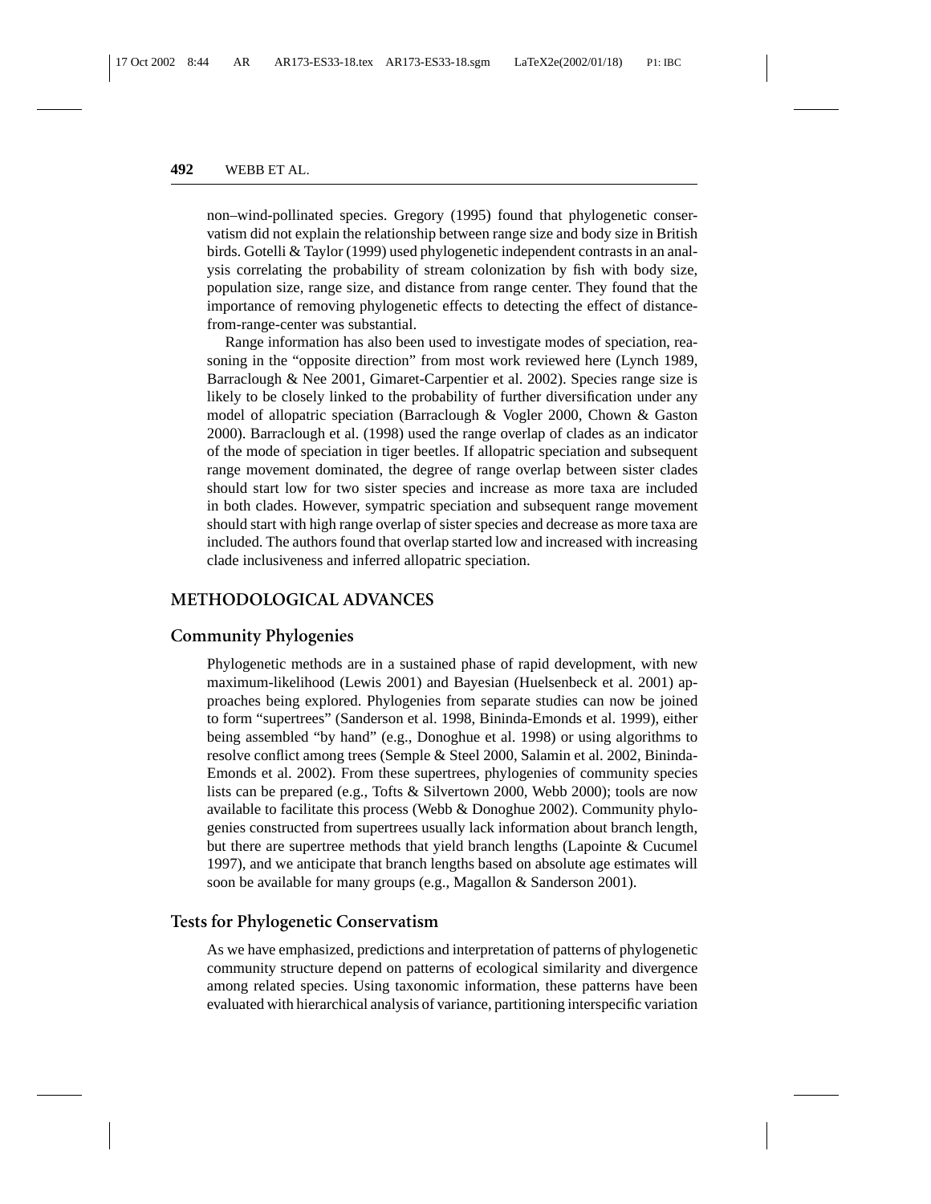non–wind-pollinated species. Gregory (1995) found that phylogenetic conservatism did not explain the relationship between range size and body size in British birds. Gotelli & Taylor (1999) used phylogenetic independent contrasts in an analysis correlating the probability of stream colonization by fish with body size, population size, range size, and distance from range center. They found that the importance of removing phylogenetic effects to detecting the effect of distance-from-range-center was substantial.

Range information has also been used to investigate modes of speciation, reasoning in the "opposite direction" from most work reviewed here (Lynch 1989, Barraclough & Nee 2001, Gimaret-Carpentier et al. 2002). Species range size is likely to be closely linked to the probability of further diversification under any model of allopatric speciation (Barraclough & Vogler 2000, Chown & Gaston 2000). Barraclough et al. (1998) used the range overlap of clades as an indicator of the mode of speciation in tiger beetles. If allopatric speciation and subsequent range movement dominated, the degree of range overlap between sister clades should start low for two sister species and increase as more taxa are included in both clades. However, sympatric speciation and subsequent range movement should start with high range overlap of sister species and decrease as more taxa are included. The authors found that overlap started low and increased with increasing clade inclusiveness and inferred allopatric speciation.

## METHODOLOGICAL ADVANCES

### Community Phylogenies

Phylogenetic methods are in a sustained phase of rapid development, with new maximum-likelihood (Lewis 2001) and Bayesian (Huelsenbeck et al. 2001) approaches being explored. Phylogenies from separate studies can now be joined to form "supertrees" (Sanderson et al. 1998, Bininda-Emonds et al. 1999), either being assembled "by hand" (e.g., Donoghue et al. 1998) or using algorithms to resolve conflict among trees (Semple & Steel 2000, Salamin et al. 2002, Bininda-Emonds et al. 2002). From these supertrees, phylogenies of community species lists can be prepared (e.g., Tofts & Silvertown 2000, Webb 2000); tools are now available to facilitate this process (Webb & Donoghue 2002). Community phylogenies constructed from supertrees usually lack information about branch length, but there are supertree methods that yield branch lengths (Lapointe & Cucumel 1997), and we anticipate that branch lengths based on absolute age estimates will soon be available for many groups (e.g., Magallon & Sanderson 2001).

### Tests for Phylogenetic Conservatism

As we have emphasized, predictions and interpretation of patterns of phylogenetic community structure depend on patterns of ecological similarity and divergence among related species. Using taxonomic information, these patterns have been evaluated with hierarchical analysis of variance, partitioning interspecific variation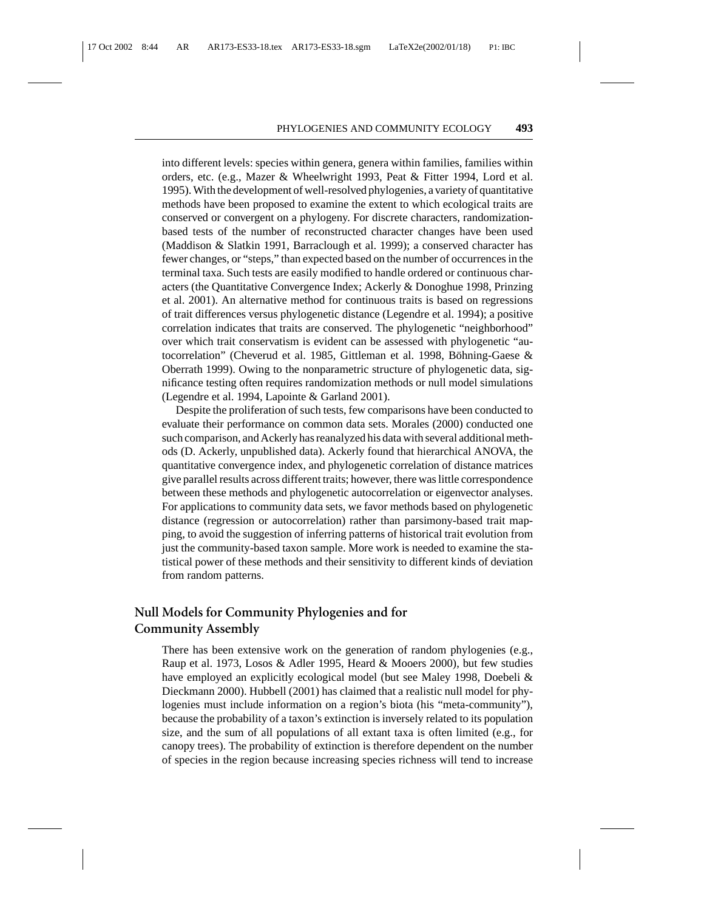into different levels: species within genera, genera within families, families within orders, etc. (e.g., Mazer & Wheelwright 1993, Peat & Fitter 1994, Lord et al. 1995). With the development of well-resolved phylogenies, a variety of quantitative methods have been proposed to examine the extent to which ecological traits are conserved or convergent on a phylogeny. For discrete characters, randomization-based tests of the number of reconstructed character changes have been used (Maddison & Slatkin 1991, Barraclough et al. 1999); a conserved character has fewer changes, or "steps," than expected based on the number of occurrences in the terminal taxa. Such tests are easily modified to handle ordered or continuous characters (the Quantitative Convergence Index; Ackerly & Donoghue 1998, Prinzing et al. 2001). An alternative method for continuous traits is based on regressions of trait differences versus phylogenetic distance (Legendre et al. 1994); a positive correlation indicates that traits are conserved. The phylogenetic "neighborhood" over which trait conservatism is evident can be assessed with phylogenetic "autocorrelation" (Cheverud et al. 1985, Gittleman et al. 1998, Böhning-Gaese & Oberrath 1999). Owing to the nonparametric structure of phylogenetic data, significance testing often requires randomization methods or null model simulations (Legendre et al. 1994, Lapointe & Garland 2001).

Despite the proliferation of such tests, few comparisons have been conducted to evaluate their performance on common data sets. Morales (2000) conducted one such comparison, and Ackerly has reanalyzed his data with several additional methods (D. Ackerly, unpublished data). Ackerly found that hierarchical ANOVA, the quantitative convergence index, and phylogenetic correlation of distance matrices give parallel results across different traits; however, there was little correspondence between these methods and phylogenetic autocorrelation or eigenvector analyses. For applications to community data sets, we favor methods based on phylogenetic distance (regression or autocorrelation) rather than parsimony-based trait mapping, to avoid the suggestion of inferring patterns of historical trait evolution from just the community-based taxon sample. More work is needed to examine the statistical power of these methods and their sensitivity to different kinds of deviation from random patterns.

## Null Models for Community Phylogenies and for Community Assembly

There has been extensive work on the generation of random phylogenies (e.g., Raup et al. 1973, Losos & Adler 1995, Heard & Mooers 2000), but few studies have employed an explicitly ecological model (but see Maley 1998, Doebeli & Dieckmann 2000). Hubbell (2001) has claimed that a realistic null model for phylogenies must include information on a region's biota (his "meta-community"), because the probability of a taxon's extinction is inversely related to its population size, and the sum of all populations of all extant taxa is often limited (e.g., for canopy trees). The probability of extinction is therefore dependent on the number of species in the region because increasing species richness will tend to increase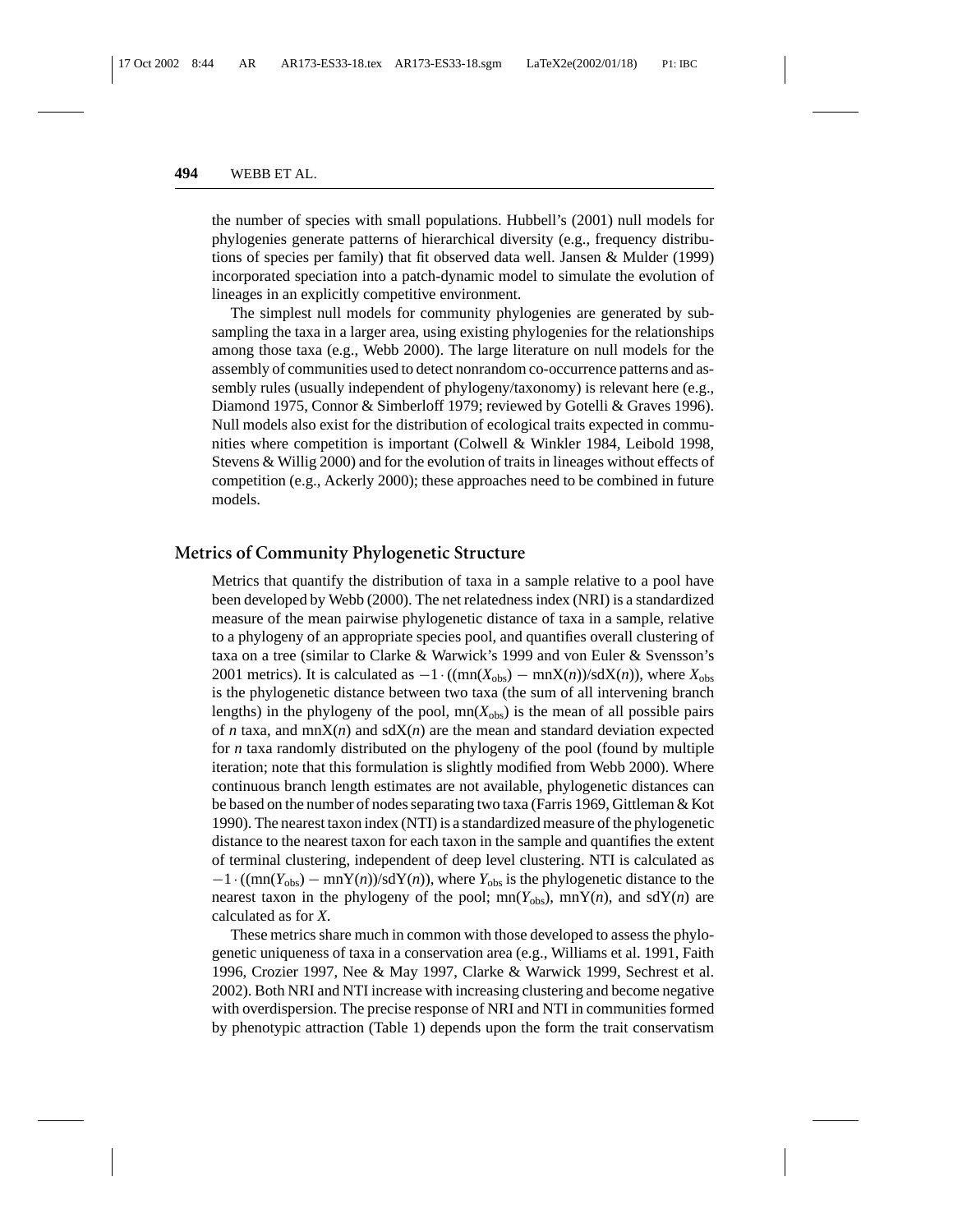the number of species with small populations. Hubbell's (2001) null models for phylogenies generate patterns of hierarchical diversity (e.g., frequency distributions of species per family) that fit observed data well. Jansen & Mulder (1999) incorporated speciation into a patch-dynamic model to simulate the evolution of lineages in an explicitly competitive environment.

The simplest null models for community phylogenies are generated by subsampling the taxa in a larger area, using existing phylogenies for the relationships among those taxa (e.g., Webb 2000). The large literature on null models for the assembly of communities used to detect nonrandom co-occurrence patterns and assembly rules (usually independent of phylogeny/taxonomy) is relevant here (e.g., Diamond 1975, Connor & Simberloff 1979; reviewed by Gotelli & Graves 1996). Null models also exist for the distribution of ecological traits expected in communities where competition is important (Colwell & Winkler 1984, Leibold 1998, Stevens & Willig 2000) and for the evolution of traits in lineages without effects of competition (e.g., Ackerly 2000); these approaches need to be combined in future models.

## Metrics of Community Phylogenetic Structure

Metrics that quantify the distribution of taxa in a sample relative to a pool have been developed by Webb (2000). The net relatedness index (NRI) is a standardized measure of the mean pairwise phylogenetic distance of taxa in a sample, relative to a phylogeny of an appropriate species pool, and quantifies overall clustering of taxa on a tree (similar to Clarke & Warwick's 1999 and von Euler & Svensson's 2001 metrics). It is calculated as $-1 \cdot ((\mathrm{mn}(X_{\mathrm{obs}}) - \mathrm{mnX}(n))/\mathrm{sdX}(n))$, where $X_{\mathrm{obs}}$ is the phylogenetic distance between two taxa (the sum of all intervening branch lengths) in the phylogeny of the pool, $\mathrm{mn}(X_{\mathrm{obs}})$ is the mean of all possible pairs of $n$ taxa, and $\mathrm{mnX}(n)$ and $\mathrm{sdX}(n)$ are the mean and standard deviation expected for $n$ taxa randomly distributed on the phylogeny of the pool (found by multiple iteration; note that this formulation is slightly modified from Webb 2000). Where continuous branch length estimates are not available, phylogenetic distances can be based on the number of nodes separating two taxa (Farris 1969, Gittleman & Kot 1990). The nearest taxon index (NTI) is a standardized measure of the phylogenetic distance to the nearest taxon for each taxon in the sample and quantifies the extent of terminal clustering, independent of deep level clustering. NTI is calculated as $-1 \cdot ((\mathrm{mn}(Y_{\mathrm{obs}}) - \mathrm{mnY}(n))/\mathrm{sdY}(n))$, where $Y_{\mathrm{obs}}$ is the phylogenetic distance to the nearest taxon in the phylogeny of the pool; $\mathrm{mn}(Y_{\mathrm{obs}})$, $\mathrm{mnY}(n)$, and $\mathrm{sdY}(n)$ are calculated as for $X$.

These metrics share much in common with those developed to assess the phylogenetic uniqueness of taxa in a conservation area (e.g., Williams et al. 1991, Faith 1996, Crozier 1997, Nee & May 1997, Clarke & Warwick 1999, Sechrest et al. 2002). Both NRI and NTI increase with increasing clustering and become negative with overdispersion. The precise response of NRI and NTI in communities formed by phenotypic attraction (Table 1) depends upon the form the trait conservatism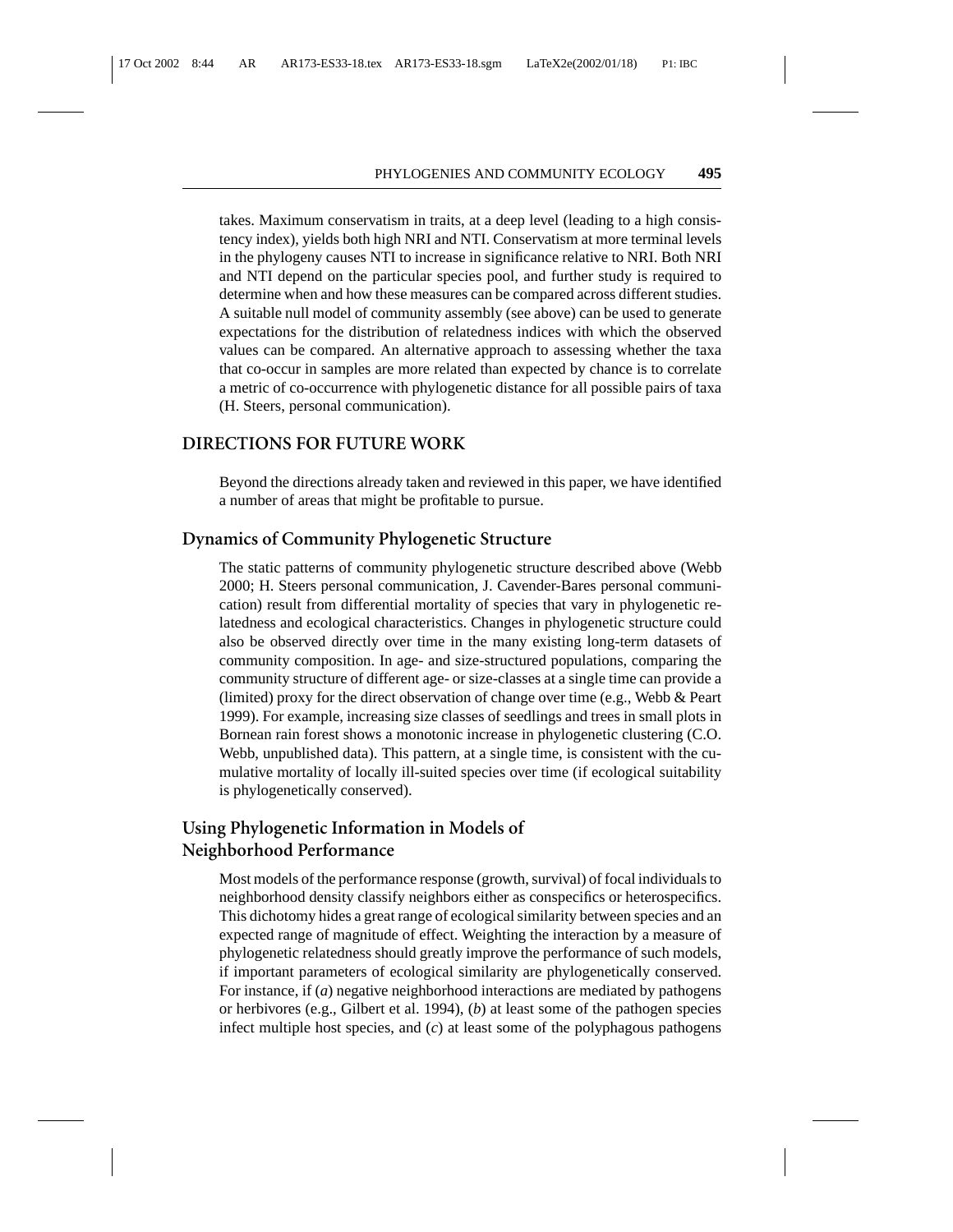takes. Maximum conservatism in traits, at a deep level (leading to a high consistency index), yields both high NRI and NTI. Conservatism at more terminal levels in the phylogeny causes NTI to increase in significance relative to NRI. Both NRI and NTI depend on the particular species pool, and further study is required to determine when and how these measures can be compared across different studies. A suitable null model of community assembly (see above) can be used to generate expectations for the distribution of relatedness indices with which the observed values can be compared. An alternative approach to assessing whether the taxa that co-occur in samples are more related than expected by chance is to correlate a metric of co-occurrence with phylogenetic distance for all possible pairs of taxa (H. Steers, personal communication).

## DIRECTIONS FOR FUTURE WORK

Beyond the directions already taken and reviewed in this paper, we have identified a number of areas that might be profitable to pursue.

### Dynamics of Community Phylogenetic Structure

The static patterns of community phylogenetic structure described above (Webb 2000; H. Steers personal communication, J. Cavender-Bares personal communication) result from differential mortality of species that vary in phylogenetic relatedness and ecological characteristics. Changes in phylogenetic structure could also be observed directly over time in the many existing long-term datasets of community composition. In age- and size-structured populations, comparing the community structure of different age- or size-classes at a single time can provide a (limited) proxy for the direct observation of change over time (e.g., Webb & Peart 1999). For example, increasing size classes of seedlings and trees in small plots in Bornean rain forest shows a monotonic increase in phylogenetic clustering (C.O. Webb, unpublished data). This pattern, at a single time, is consistent with the cumulative mortality of locally ill-suited species over time (if ecological suitability is phylogenetically conserved).

### Using Phylogenetic Information in Models of Neighborhood Performance

Most models of the performance response (growth, survival) of focal individuals to neighborhood density classify neighbors either as conspecifics or heterospecifics. This dichotomy hides a great range of ecological similarity between species and an expected range of magnitude of effect. Weighting the interaction by a measure of phylogenetic relatedness should greatly improve the performance of such models, if important parameters of ecological similarity are phylogenetically conserved. For instance, if (*a*) negative neighborhood interactions are mediated by pathogens or herbivores (e.g., Gilbert et al. 1994), (*b*) at least some of the pathogen species infect multiple host species, and (*c*) at least some of the polyphagous pathogens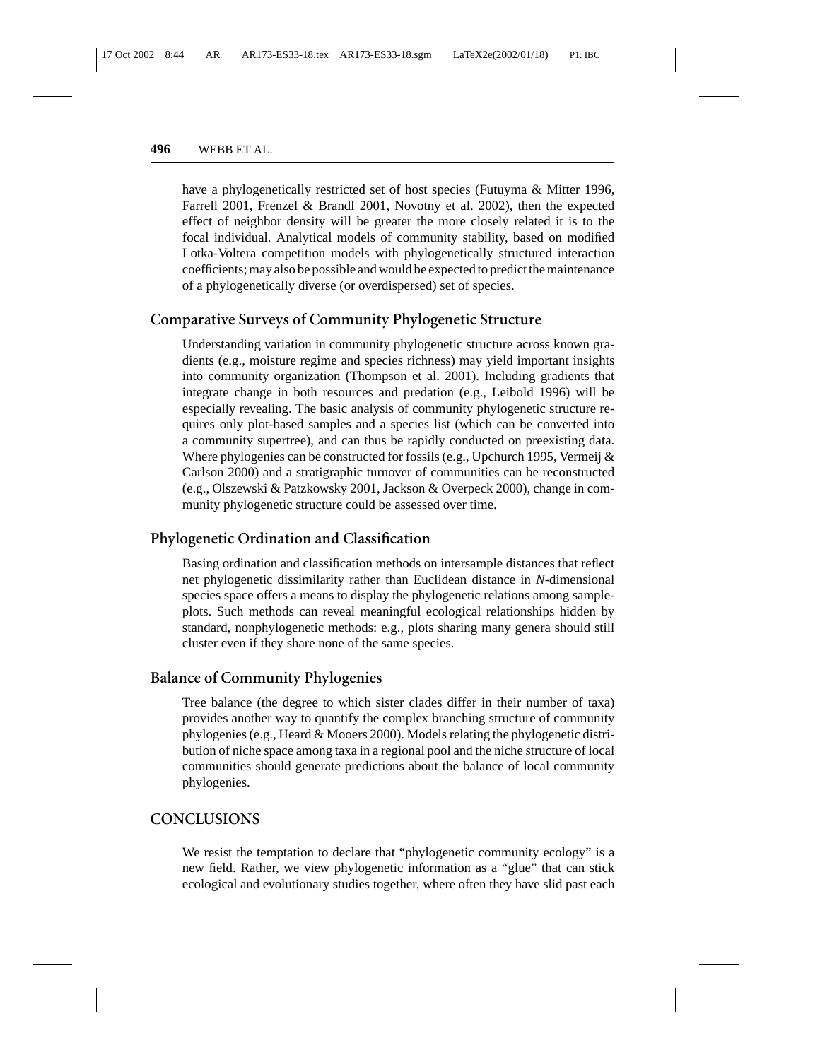have a phylogenetically restricted set of host species (Futuyma & Mitter 1996, Farrell 2001, Frenzel & Brandl 2001, Novotny et al. 2002), then the expected effect of neighbor density will be greater the more closely related it is to the focal individual. Analytical models of community stability, based on modified Lotka-Volterra competition models with phylogenetically structured interaction coefficients; may also be possible and would be expected to predict the maintenance of a phylogenetically diverse (or overdispersed) set of species.

### Comparative Surveys of Community Phylogenetic Structure

Understanding variation in community phylogenetic structure across known gradients (e.g., moisture regime and species richness) may yield important insights into community organization (Thompson et al. 2001). Including gradients that integrate change in both resources and predation (e.g., Leibold 1996) will be especially revealing. The basic analysis of community phylogenetic structure requires only plot-based samples and a species list (which can be converted into a community supertree), and can thus be rapidly conducted on preexisting data. Where phylogenies can be constructed for fossils (e.g., Upchurch 1995, Vermeij & Carlson 2000) and a stratigraphic turnover of communities can be reconstructed (e.g., Olszewski & Patzkowsky 2001, Jackson & Overpeck 2000), change in community phylogenetic structure could be assessed over time.

### Phylogenetic Ordination and Classification

Basing ordination and classification methods on intersample distances that reflect net phylogenetic dissimilarity rather than Euclidean distance in *N*-dimensional species space offers a means to display the phylogenetic relations among sample-plots. Such methods can reveal meaningful ecological relationships hidden by standard, nonphylogenetic methods: e.g., plots sharing many genera should still cluster even if they share none of the same species.

### Balance of Community Phylogenies

Tree balance (the degree to which sister clades differ in their number of taxa) provides another way to quantify the complex branching structure of community phylogenies (e.g., Heard & Mooers 2000). Models relating the phylogenetic distribution of niche space among taxa in a regional pool and the niche structure of local communities should generate predictions about the balance of local community phylogenies.

## CONCLUSIONS

We resist the temptation to declare that "phylogenetic community ecology" is a new field. Rather, we view phylogenetic information as a "glue" that can stick ecological and evolutionary studies together, where often they have slid past each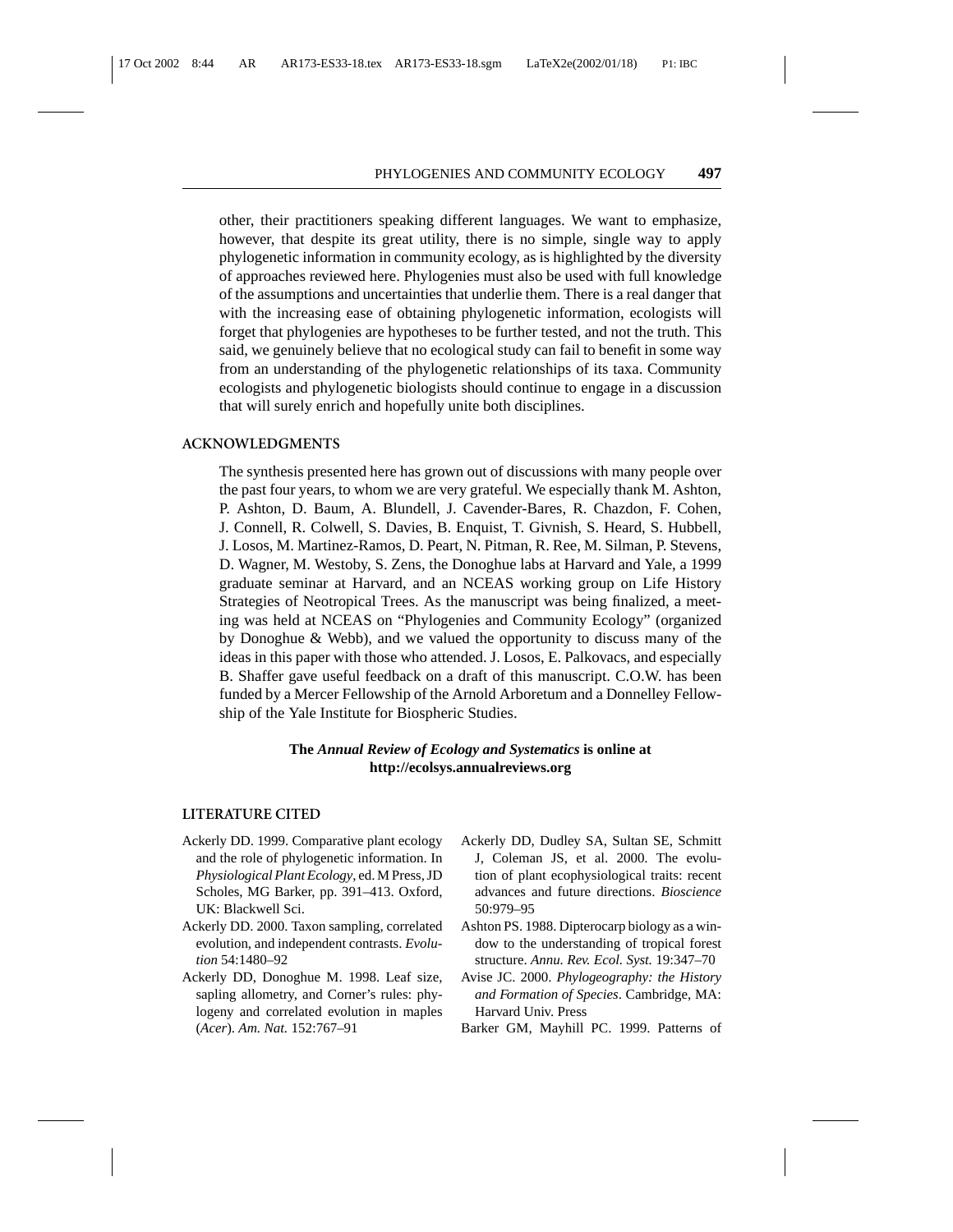other, their practitioners speaking different languages. We want to emphasize, however, that despite its great utility, there is no simple, single way to apply phylogenetic information in community ecology, as is highlighted by the diversity of approaches reviewed here. Phylogenies must also be used with full knowledge of the assumptions and uncertainties that underlie them. There is a real danger that with the increasing ease of obtaining phylogenetic information, ecologists will forget that phylogenies are hypotheses to be further tested, and not the truth. This said, we genuinely believe that no ecological study can fail to benefit in some way from an understanding of the phylogenetic relationships of its taxa. Community ecologists and phylogenetic biologists should continue to engage in a discussion that will surely enrich and hopefully unite both disciplines.

## ACKNOWLEDGMENTS

The synthesis presented here has grown out of discussions with many people over the past four years, to whom we are very grateful. We especially thank M. Ashton, P. Ashton, D. Baum, A. Blundell, J. Cavender-Bares, R. Chazdon, F. Cohen, J. Connell, R. Colwell, S. Davies, B. Enquist, T. Givnish, S. Heard, S. Hubbell, J. Losos, M. Martinez-Ramos, D. Peart, N. Pitman, R. Ree, M. Silman, P. Stevens, D. Wagner, M. Westoby, S. Zens, the Donoghue labs at Harvard and Yale, a 1999 graduate seminar at Harvard, and an NCEAS working group on Life History Strategies of Neotropical Trees. As the manuscript was being finalized, a meeting was held at NCEAS on "Phylogenies and Community Ecology" (organized by Donoghue & Webb), and we valued the opportunity to discuss many of the ideas in this paper with those who attended. J. Losos, E. Palkovacs, and especially B. Shaffer gave useful feedback on a draft of this manuscript. C.O.W. has been funded by a Mercer Fellowship of the Arnold Arboretum and a Donnelley Fellowship of the Yale Institute for Biospheric Studies.

**The *Annual Review of Ecology and Systematics* is online at http://ecolsys.annualreviews.org**

## LITERATURE CITED

Ackerly DD. 1999. Comparative plant ecology and the role of phylogenetic information. In *Physiological Plant Ecology*, ed. M Press, JD Scholes, MG Barker, pp. 391–413. Oxford, UK: Blackwell Sci.

Ackerly DD. 2000. Taxon sampling, correlated evolution, and independent contrasts. *Evolution* 54:1480–92

Ackerly DD, Donoghue M. 1998. Leaf size, sapling allometry, and Corner's rules: phylogeny and correlated evolution in maples (*Acer*). *Am. Nat.* 152:767–91

Ackerly DD, Dudley SA, Sultan SE, Schmitt J, Coleman JS, et al. 2000. The evolution of plant ecophysiological traits: recent advances and future directions. *Bioscience* 50:979–95

Ashton PS. 1988. Dipterocarp biology as a window to the understanding of tropical forest structure. *Annu. Rev. Ecol. Syst.* 19:347–70

Avise JC. 2000. *Phylogeography: the History and Formation of Species*. Cambridge, MA: Harvard Univ. Press

Barker GM, Mayhill PC. 1999. Patterns of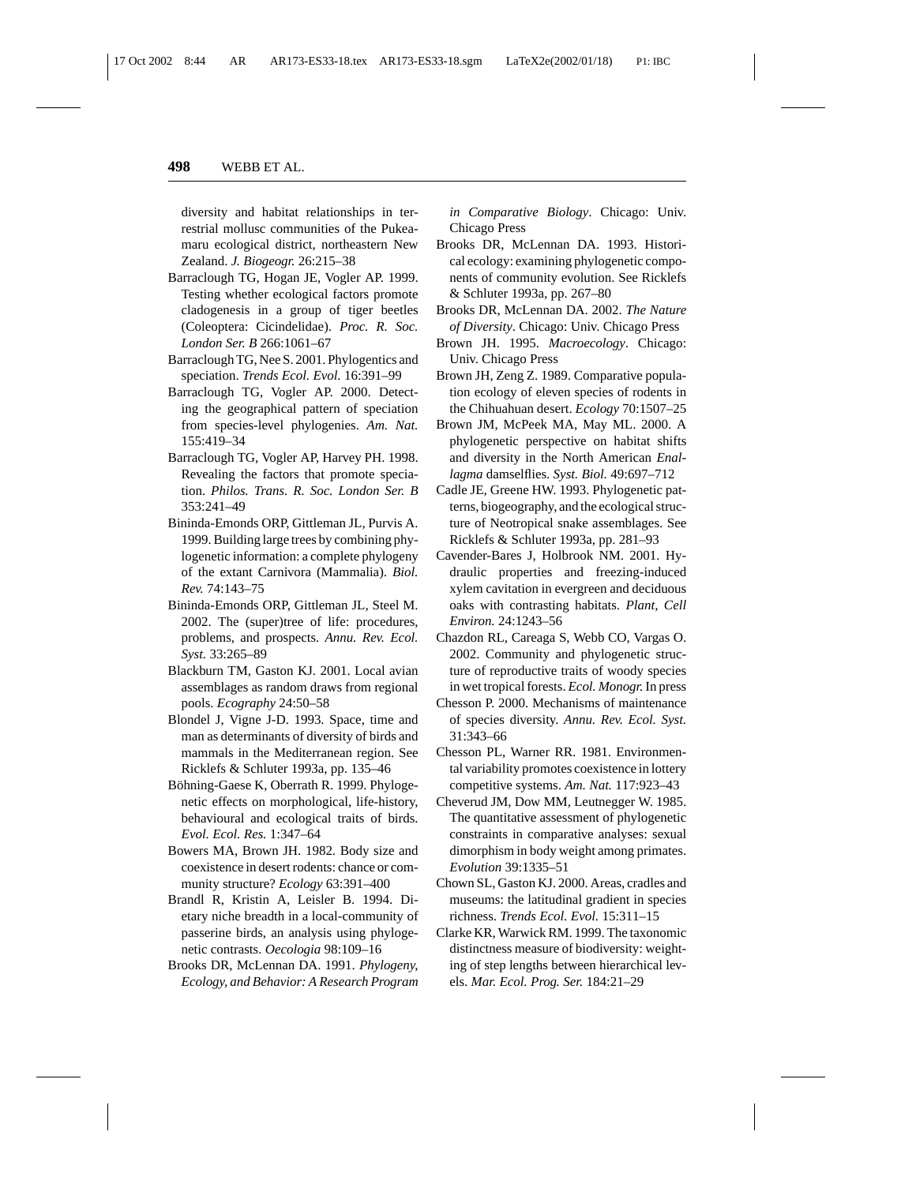diversity and habitat relationships in terrestrial mollusc communities of the Pukeamaru ecological district, northeastern New Zealand. *J. Biogeogr.* 26:215–38

Barraclough TG, Hogan JE, Vogler AP. 1999. Testing whether ecological factors promote cladogenesis in a group of tiger beetles (Coleoptera: Cicindelidae). *Proc. R. Soc. London Ser. B* 266:1061–67

Barraclough TG, Nee S. 2001. Phylogentics and speciation. *Trends Ecol. Evol.* 16:391–99

Barraclough TG, Vogler AP. 2000. Detecting the geographical pattern of speciation from species-level phylogenies. *Am. Nat.* 155:419–34

Barraclough TG, Vogler AP, Harvey PH. 1998. Revealing the factors that promote speciation. *Philos. Trans. R. Soc. London Ser. B* 353:241–49

Bininda-Emonds ORP, Gittleman JL, Purvis A. 1999. Building large trees by combining phylogenetic information: a complete phylogeny of the extant Carnivora (Mammalia). *Biol. Rev.* 74:143–75

Bininda-Emonds ORP, Gittleman JL, Steel M. 2002. The (super)tree of life: procedures, problems, and prospects. *Annu. Rev. Ecol. Syst.* 33:265–89

Blackburn TM, Gaston KJ. 2001. Local avian assemblages as random draws from regional pools. *Ecography* 24:50–58

Blondel J, Vigne J-D. 1993. Space, time and man as determinants of diversity of birds and mammals in the Mediterranean region. See Ricklefs & Schluter 1993a, pp. 135–46

Böhning-Gaese K, Oberrath R. 1999. Phylogenetic effects on morphological, life-history, behavioural and ecological traits of birds. *Evol. Ecol. Res.* 1:347–64

Bowers MA, Brown JH. 1982. Body size and coexistence in desert rodents: chance or community structure? *Ecology* 63:391–400

Brandl R, Kristin A, Leisler B. 1994. Dietary niche breadth in a local-community of passerine birds, an analysis using phylogenetic contrasts. *Oecologia* 98:109–16

Brooks DR, McLennan DA. 1991. *Phylogeny, Ecology, and Behavior: A Research Program in Comparative Biology*. Chicago: Univ. Chicago Press

Brooks DR, McLennan DA. 1993. Historical ecology: examining phylogenetic components of community evolution. See Ricklefs & Schluter 1993a, pp. 267–80

Brooks DR, McLennan DA. 2002. *The Nature of Diversity*. Chicago: Univ. Chicago Press

Brown JH. 1995. *Macroecology*. Chicago: Univ. Chicago Press

Brown JH, Zeng Z. 1989. Comparative population ecology of eleven species of rodents in the Chihuahuan desert. *Ecology* 70:1507–25

Brown JM, McPeek MA, May ML. 2000. A phylogenetic perspective on habitat shifts and diversity in the North American *Enallagma* damselflies. *Syst. Biol.* 49:697–712

Cadle JE, Greene HW. 1993. Phylogenetic patterns, biogeography, and the ecological structure of Neotropical snake assemblages. See Ricklefs & Schluter 1993a, pp. 281–93

Cavender-Bares J, Holbrook NM. 2001. Hydraulic properties and freezing-induced xylem cavitation in evergreen and deciduous oaks with contrasting habitats. *Plant, Cell Environ.* 24:1243–56

Chazdon RL, Careaga S, Webb CO, Vargas O. 2002. Community and phylogenetic structure of reproductive traits of woody species in wet tropical forests. *Ecol. Monogr.* In press

Chesson P. 2000. Mechanisms of maintenance of species diversity. *Annu. Rev. Ecol. Syst.* 31:343–66

Chesson PL, Warner RR. 1981. Environmental variability promotes coexistence in lottery competitive systems. *Am. Nat.* 117:923–43

Cheverud JM, Dow MM, Leutnegger W. 1985. The quantitative assessment of phylogenetic constraints in comparative analyses: sexual dimorphism in body weight among primates. *Evolution* 39:1335–51

Chown SL, Gaston KJ. 2000. Areas, cradles and museums: the latitudinal gradient in species richness. *Trends Ecol. Evol.* 15:311–15

Clarke KR, Warwick RM. 1999. The taxonomic distinctness measure of biodiversity: weighting of step lengths between hierarchical levels. *Mar. Ecol. Prog. Ser.* 184:21–29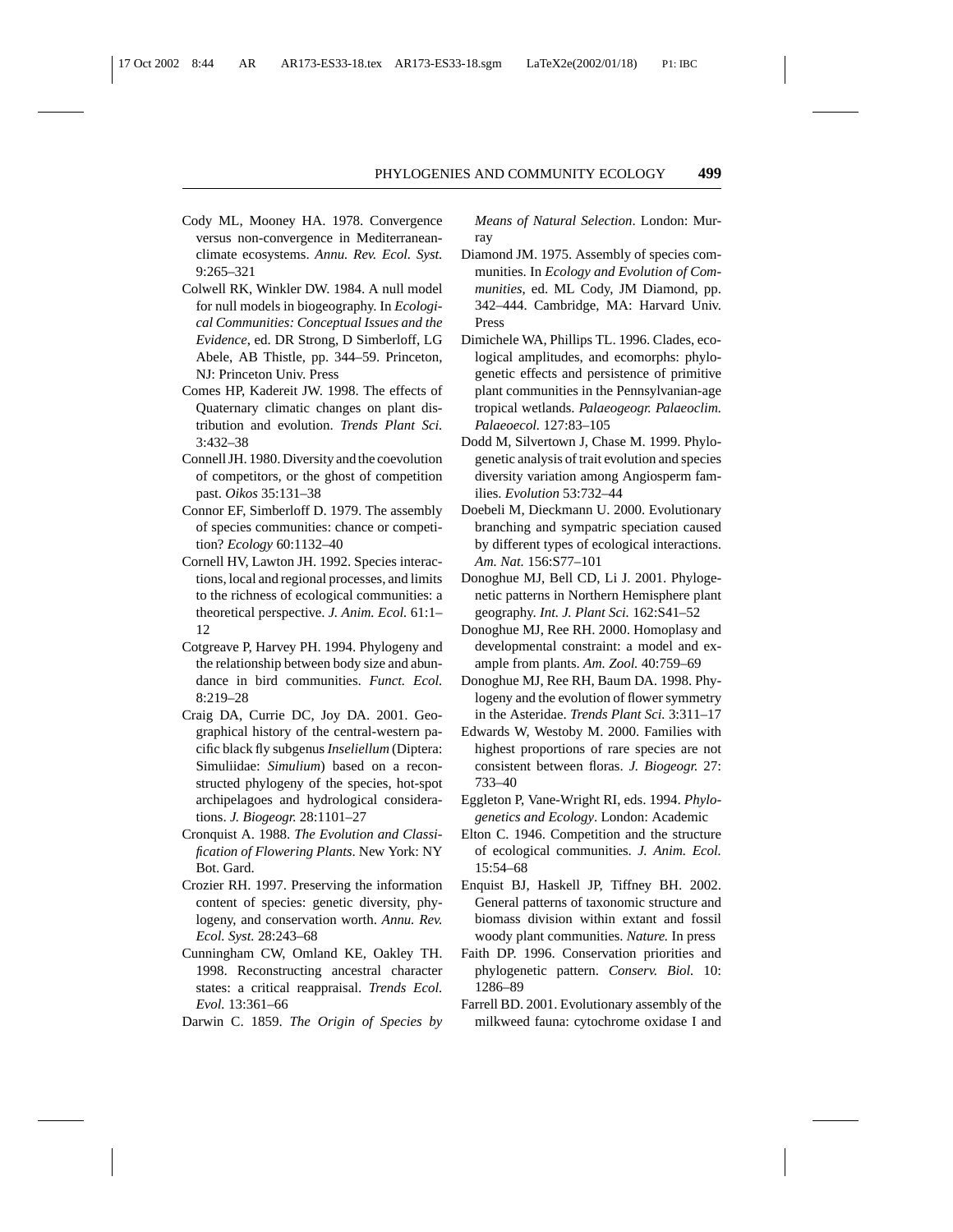Cody ML, Mooney HA. 1978. Convergence versus non-convergence in Mediterranean-climate ecosystems. *Annu. Rev. Ecol. Syst.* 9:265–321

Colwell RK, Winkler DW. 1984. A null model for null models in biogeography. In *Ecological Communities: Conceptual Issues and the Evidence*, ed. DR Strong, D Simberloff, LG Abele, AB Thistle, pp. 344–59. Princeton, NJ: Princeton Univ. Press

Comes HP, Kadereit JW. 1998. The effects of Quaternary climatic changes on plant distribution and evolution. *Trends Plant Sci.* 3:432–38

Connell JH. 1980. Diversity and the coevolution of competitors, or the ghost of competition past. *Oikos* 35:131–38

Connor EF, Simberloff D. 1979. The assembly of species communities: chance or competition? *Ecology* 60:1132–40

Cornell HV, Lawton JH. 1992. Species interactions, local and regional processes, and limits to the richness of ecological communities: a theoretical perspective. *J. Anim. Ecol.* 61:1–12

Cotgreave P, Harvey PH. 1994. Phylogeny and the relationship between body size and abundance in bird communities. *Funct. Ecol.* 8:219–28

Craig DA, Currie DC, Joy DA. 2001. Geographical history of the central-western pacific black fly subgenus *Inseliellum* (Diptera: Simuliidae: *Simulium*) based on a reconstructed phylogeny of the species, hot-spot archipelagoes and hydrological considerations. *J. Biogeogr.* 28:1101–27

Cronquist A. 1988. *The Evolution and Classification of Flowering Plants*. New York: NY Bot. Gard.

Crozier RH. 1997. Preserving the information content of species: genetic diversity, phylogeny, and conservation worth. *Annu. Rev. Ecol. Syst.* 28:243–68

Cunningham CW, Omland KE, Oakley TH. 1998. Reconstructing ancestral character states: a critical reappraisal. *Trends Ecol. Evol.* 13:361–66

Darwin C. 1859. *The Origin of Species by Means of Natural Selection*. London: Murray

Diamond JM. 1975. Assembly of species communities. In *Ecology and Evolution of Communities*, ed. ML Cody, JM Diamond, pp. 342–444. Cambridge, MA: Harvard Univ. Press

Dimichele WA, Phillips TL. 1996. Clades, ecological amplitudes, and ecomorphs: phylogenetic effects and persistence of primitive plant communities in the Pennsylvanian-age tropical wetlands. *Palaeogeogr. Palaeoclim. Palaeoecol.* 127:83–105

Dodd M, Silvertown J, Chase M. 1999. Phylogenetic analysis of trait evolution and species diversity variation among Angiosperm families. *Evolution* 53:732–44

Doebeli M, Dieckmann U. 2000. Evolutionary branching and sympatric speciation caused by different types of ecological interactions. *Am. Nat.* 156:S77–101

Donoghue MJ, Bell CD, Li J. 2001. Phylogenetic patterns in Northern Hemisphere plant geography. *Int. J. Plant Sci.* 162:S41–52

Donoghue MJ, Ree RH. 2000. Homoplasy and developmental constraint: a model and example from plants. *Am. Zool.* 40:759–69

Donoghue MJ, Ree RH, Baum DA. 1998. Phylogeny and the evolution of flower symmetry in the Asteridae. *Trends Plant Sci.* 3:311–17

Edwards W, Westoby M. 2000. Families with highest proportions of rare species are not consistent between floras. *J. Biogeogr.* 27: 733–40

Eggleton P, Vane-Wright RI, eds. 1994. *Phylogenetics and Ecology*. London: Academic

Elton C. 1946. Competition and the structure of ecological communities. *J. Anim. Ecol.* 15:54–68

Enquist BJ, Haskell JP, Tiffney BH. 2002. General patterns of taxonomic structure and biomass division within extant and fossil woody plant communities. *Nature.* In press

Faith DP. 1996. Conservation priorities and phylogenetic pattern. *Conserv. Biol.* 10: 1286–89

Farrell BD. 2001. Evolutionary assembly of the milkweed fauna: cytochrome oxidase I and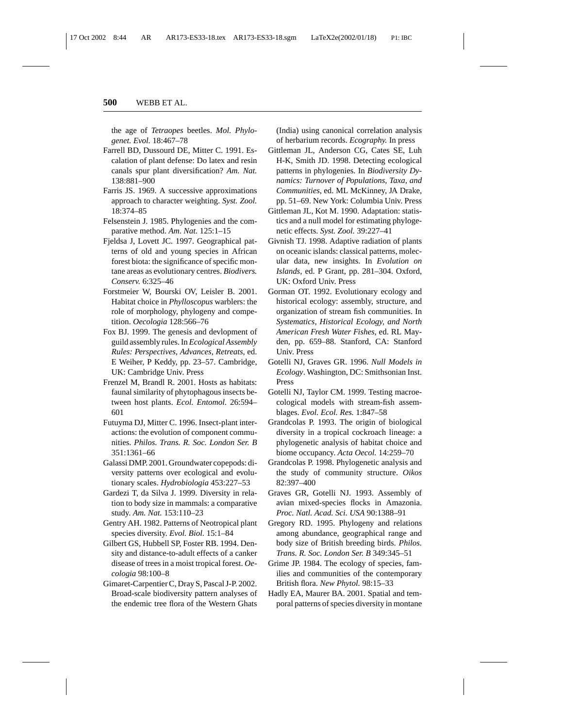the age of *Tetraopes* beetles. *Mol. Phylogenet. Evol.* 18:467–78

Farrell BD, Dussourd DE, Mitter C. 1991. Escalation of plant defense: Do latex and resin canals spur plant diversification? *Am. Nat.* 138:881–900

Farris JS. 1969. A successive approximations approach to character weighting. *Syst. Zool.* 18:374–85

Felsenstein J. 1985. Phylogenies and the comparative method. *Am. Nat.* 125:1–15

Fjeldsa J, Lovett JC. 1997. Geographical patterns of old and young species in African forest biota: the significance of specific montane areas as evolutionary centres. *Biodivers. Conserv.* 6:325–46

Forstmeier W, Bourski OV, Leisler B. 2001. Habitat choice in *Phylloscopus* warblers: the role of morphology, phylogeny and competition. *Oecologia* 128:566–76

Fox BJ. 1999. The genesis and devlopment of guild assembly rules. In *Ecological Assembly Rules: Perspectives, Advances, Retreats*, ed. E Weiher, P Keddy, pp. 23–57. Cambridge, UK: Cambridge Univ. Press

Frenzel M, Brandl R. 2001. Hosts as habitats: faunal similarity of phytophagous insects between host plants. *Ecol. Entomol.* 26:594–601

Futuyma DJ, Mitter C. 1996. Insect-plant interactions: the evolution of component communities. *Philos. Trans. R. Soc. London Ser. B* 351:1361–66

Galassi DMP. 2001. Groundwater copepods: diversity patterns over ecological and evolutionary scales. *Hydrobiologia* 453:227–53

Gardezi T, da Silva J. 1999. Diversity in relation to body size in mammals: a comparative study. *Am. Nat.* 153:110–23

Gentry AH. 1982. Patterns of Neotropical plant species diversity. *Evol. Biol.* 15:1–84

Gilbert GS, Hubbell SP, Foster RB. 1994. Density and distance-to-adult effects of a canker disease of trees in a moist tropical forest. *Oecologia* 98:100–8

Gimaret-Carpentier C, Dray S, Pascal J-P. 2002. Broad-scale biodiversity pattern analyses of the endemic tree flora of the Western Ghats (India) using canonical correlation analysis of herbarium records. *Ecography.* In press

Gittleman JL, Anderson CG, Cates SE, Luh H-K, Smith JD. 1998. Detecting ecological patterns in phylogenies. In *Biodiversity Dynamics: Turnover of Populations, Taxa, and Communities*, ed. ML McKinney, JA Drake, pp. 51–69. New York: Columbia Univ. Press

Gittleman JL, Kot M. 1990. Adaptation: statistics and a null model for estimating phylogenetic effects. *Syst. Zool.* 39:227–41

Givnish TJ. 1998. Adaptive radiation of plants on oceanic islands: classical patterns, molecular data, new insights. In *Evolution on Islands*, ed. P Grant, pp. 281–304. Oxford, UK: Oxford Univ. Press

Gorman OT. 1992. Evolutionary ecology and historical ecology: assembly, structure, and organization of stream fish communities. In *Systematics, Historical Ecology, and North American Fresh Water Fishes*, ed. RL Mayden, pp. 659–88. Stanford, CA: Stanford Univ. Press

Gotelli NJ, Graves GR. 1996. *Null Models in Ecology*. Washington, DC: Smithsonian Inst. Press

Gotelli NJ, Taylor CM. 1999. Testing macroecological models with stream-fish assemblages. *Evol. Ecol. Res.* 1:847–58

Grandcolas P. 1993. The origin of biological diversity in a tropical cockroach lineage: a phylogenetic analysis of habitat choice and biome occupancy. *Acta Oecol.* 14:259–70

Grandcolas P. 1998. Phylogenetic analysis and the study of community structure. *Oikos* 82:397–400

Graves GR, Gotelli NJ. 1993. Assembly of avian mixed-species flocks in Amazonia. *Proc. Natl. Acad. Sci. USA* 90:1388–91

Gregory RD. 1995. Phylogeny and relations among abundance, geographical range and body size of British breeding birds. *Philos. Trans. R. Soc. London Ser. B* 349:345–51

Grime JP. 1984. The ecology of species, families and communities of the contemporary British flora. *New Phytol.* 98:15–33

Hadly EA, Maurer BA. 2001. Spatial and temporal patterns of species diversity in montane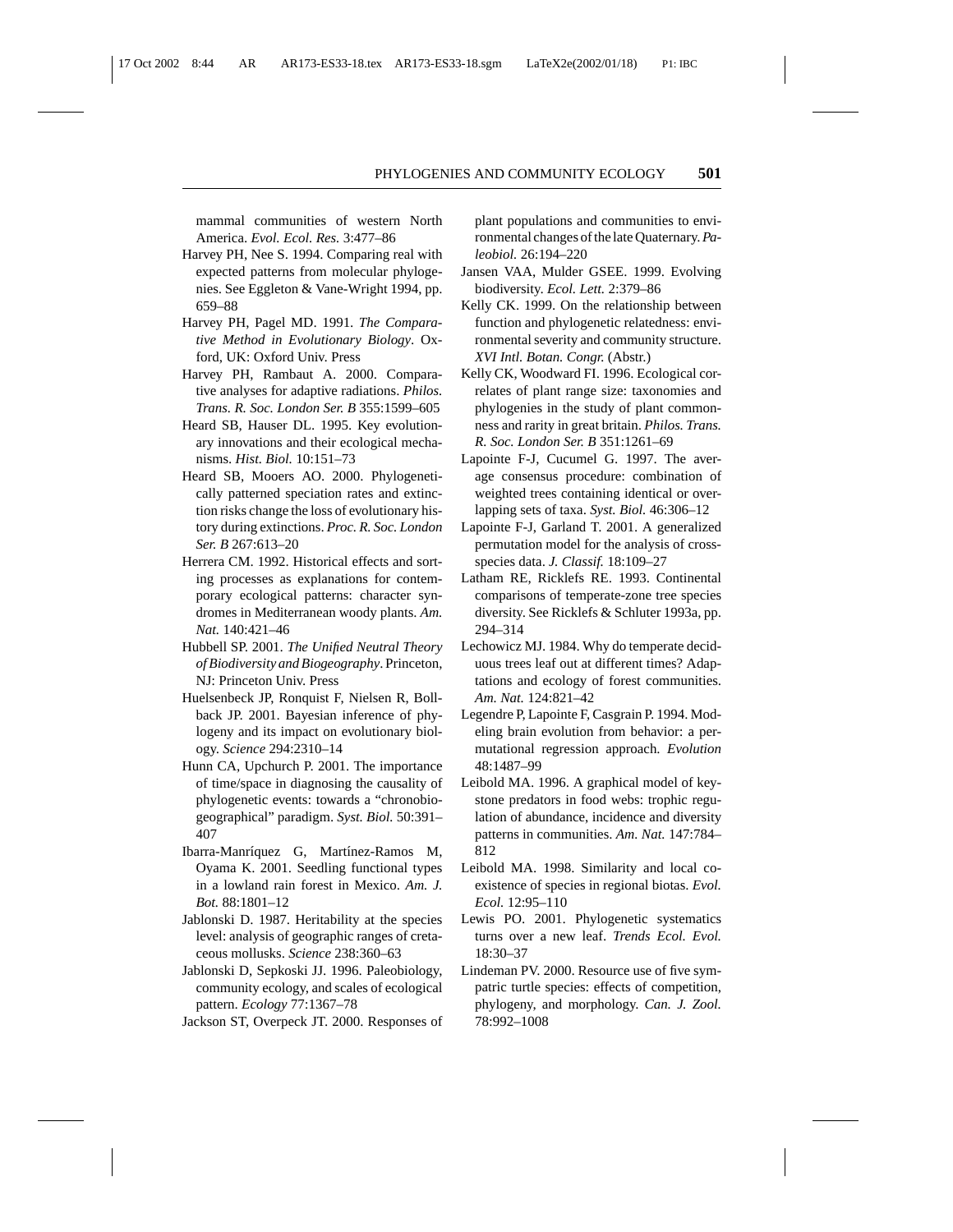mammal communities of western North America. *Evol. Ecol. Res.* 3:477–86

Harvey PH, Nee S. 1994. Comparing real with expected patterns from molecular phylogenies. See Eggleton & Vane-Wright 1994, pp. 659–88

Harvey PH, Pagel MD. 1991. *The Comparative Method in Evolutionary Biology*. Oxford, UK: Oxford Univ. Press

Harvey PH, Rambaut A. 2000. Comparative analyses for adaptive radiations. *Philos. Trans. R. Soc. London Ser. B* 355:1599–605

Heard SB, Hauser DL. 1995. Key evolutionary innovations and their ecological mechanisms. *Hist. Biol.* 10:151–73

Heard SB, Mooers AO. 2000. Phylogenetically patterned speciation rates and extinction risks change the loss of evolutionary history during extinctions. *Proc. R. Soc. London Ser. B* 267:613–20

Herrera CM. 1992. Historical effects and sorting processes as explanations for contemporary ecological patterns: character syndromes in Mediterranean woody plants. *Am. Nat.* 140:421–46

Hubbell SP. 2001. *The Unified Neutral Theory of Biodiversity and Biogeography*. Princeton, NJ: Princeton Univ. Press

Huelsenbeck JP, Ronquist F, Nielsen R, Bollback JP. 2001. Bayesian inference of phylogeny and its impact on evolutionary biology. *Science* 294:2310–14

Hunn CA, Upchurch P. 2001. The importance of time/space in diagnosing the causality of phylogenetic events: towards a "chronobiogeographical" paradigm. *Syst. Biol.* 50:391–407

Ibarra-Manríquez G, Martínez-Ramos M, Oyama K. 2001. Seedling functional types in a lowland rain forest in Mexico. *Am. J. Bot.* 88:1801–12

Jablonski D. 1987. Heritability at the species level: analysis of geographic ranges of cretaceous mollusks. *Science* 238:360–63

Jablonski D, Sepkoski JJ. 1996. Paleobiology, community ecology, and scales of ecological pattern. *Ecology* 77:1367–78

Jackson ST, Overpeck JT. 2000. Responses of plant populations and communities to environmental changes of the late Quaternary. *Paleobiol.* 26:194–220

Jansen VAA, Mulder GSEE. 1999. Evolving biodiversity. *Ecol. Lett.* 2:379–86

Kelly CK. 1999. On the relationship between function and phylogenetic relatedness: environmental severity and community structure. *XVI Intl. Botan. Congr.* (Abstr.)

Kelly CK, Woodward FI. 1996. Ecological correlates of plant range size: taxonomies and phylogenies in the study of plant commonness and rarity in great britain. *Philos. Trans. R. Soc. London Ser. B* 351:1261–69

Lapointe F-J, Cucumel G. 1997. The average consensus procedure: combination of weighted trees containing identical or overlapping sets of taxa. *Syst. Biol.* 46:306–12

Lapointe F-J, Garland T. 2001. A generalized permutation model for the analysis of cross-species data. *J. Classif.* 18:109–27

Latham RE, Ricklefs RE. 1993. Continental comparisons of temperate-zone tree species diversity. See Ricklefs & Schluter 1993a, pp. 294–314

Lechowicz MJ. 1984. Why do temperate deciduous trees leaf out at different times? Adaptations and ecology of forest communities. *Am. Nat.* 124:821–42

Legendre P, Lapointe F, Casgrain P. 1994. Modeling brain evolution from behavior: a permutational regression approach. *Evolution* 48:1487–99

Leibold MA. 1996. A graphical model of keystone predators in food webs: trophic regulation of abundance, incidence and diversity patterns in communities. *Am. Nat.* 147:784–812

Leibold MA. 1998. Similarity and local coexistence of species in regional biotas. *Evol. Ecol.* 12:95–110

Lewis PO. 2001. Phylogenetic systematics turns over a new leaf. *Trends Ecol. Evol.* 18:30–37

Lindeman PV. 2000. Resource use of five sympatric turtle species: effects of competition, phylogeny, and morphology. *Can. J. Zool.* 78:992–1008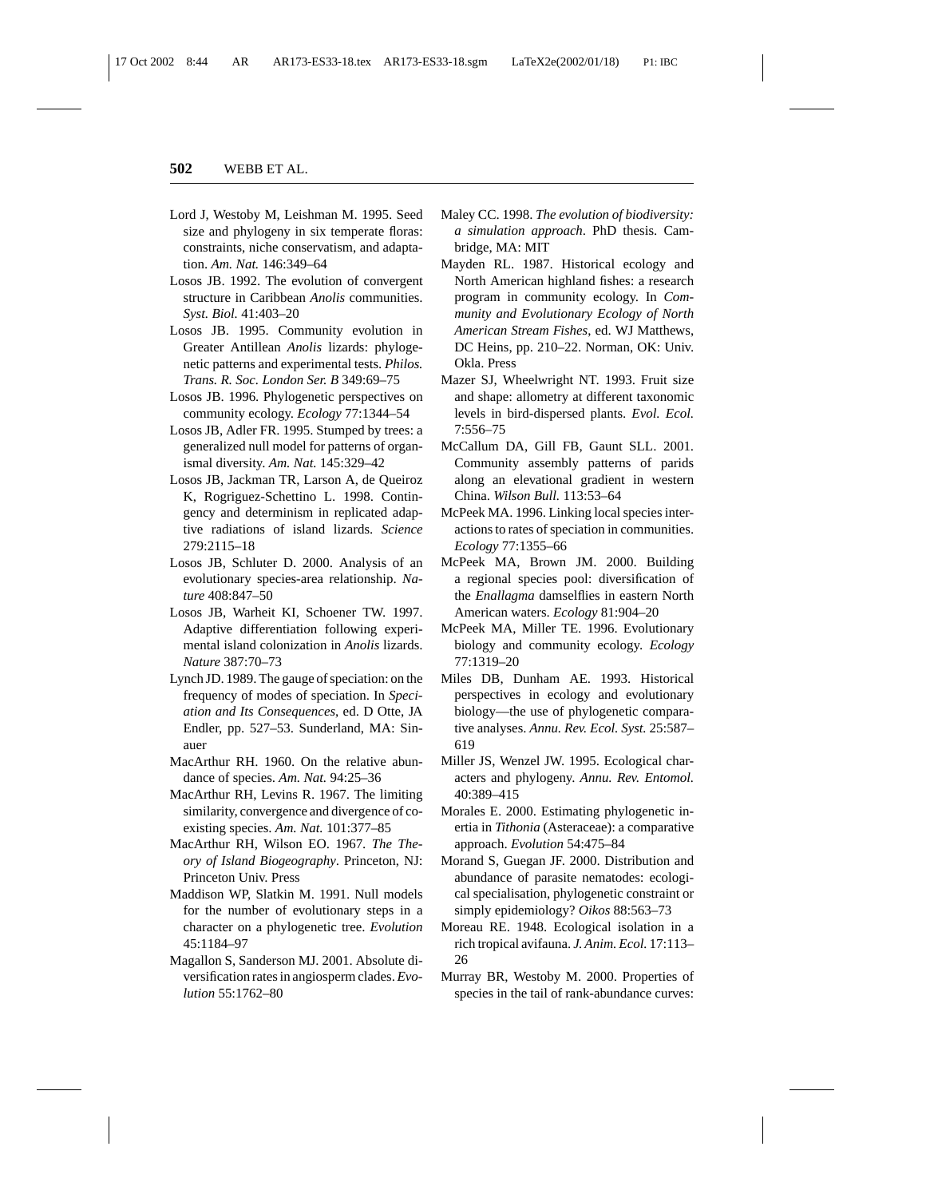Lord J, Westoby M, Leishman M. 1995. Seed size and phylogeny in six temperate floras: constraints, niche conservatism, and adaptation. *Am. Nat.* 146:349–64

Losos JB. 1992. The evolution of convergent structure in Caribbean *Anolis* communities. *Syst. Biol.* 41:403–20

Losos JB. 1995. Community evolution in Greater Antillean *Anolis* lizards: phylogenetic patterns and experimental tests. *Philos. Trans. R. Soc. London Ser. B* 349:69–75

Losos JB. 1996. Phylogenetic perspectives on community ecology. *Ecology* 77:1344–54

Losos JB, Adler FR. 1995. Stumped by trees: a generalized null model for patterns of organismal diversity. *Am. Nat.* 145:329–42

Losos JB, Jackman TR, Larson A, de Queiroz K, Rogriguez-Schettino L. 1998. Contingency and determinism in replicated adaptive radiations of island lizards. *Science* 279:2115–18

Losos JB, Schluter D. 2000. Analysis of an evolutionary species-area relationship. *Nature* 408:847–50

Losos JB, Warheit KI, Schoener TW. 1997. Adaptive differentiation following experimental island colonization in *Anolis* lizards. *Nature* 387:70–73

Lynch JD. 1989. The gauge of speciation: on the frequency of modes of speciation. In *Speciation and Its Consequences*, ed. D Otte, JA Endler, pp. 527–53. Sunderland, MA: Sinauer

MacArthur RH. 1960. On the relative abundance of species. *Am. Nat.* 94:25–36

MacArthur RH, Levins R. 1967. The limiting similarity, convergence and divergence of coexisting species. *Am. Nat.* 101:377–85

MacArthur RH, Wilson EO. 1967. *The Theory of Island Biogeography*. Princeton, NJ: Princeton Univ. Press

Maddison WP, Slatkin M. 1991. Null models for the number of evolutionary steps in a character on a phylogenetic tree. *Evolution* 45:1184–97

Magallon S, Sanderson MJ. 2001. Absolute diversification rates in angiosperm clades. *Evolution* 55:1762–80

Maley CC. 1998. *The evolution of biodiversity: a simulation approach*. PhD thesis. Cambridge, MA: MIT

Mayden RL. 1987. Historical ecology and North American highland fishes: a research program in community ecology. In *Community and Evolutionary Ecology of North American Stream Fishes*, ed. WJ Matthews, DC Heins, pp. 210–22. Norman, OK: Univ. Okla. Press

Mazer SJ, Wheelwright NT. 1993. Fruit size and shape: allometry at different taxonomic levels in bird-dispersed plants. *Evol. Ecol.* 7:556–75

McCallum DA, Gill FB, Gaunt SLL. 2001. Community assembly patterns of parids along an elevational gradient in western China. *Wilson Bull.* 113:53–64

McPeek MA. 1996. Linking local species interactions to rates of speciation in communities. *Ecology* 77:1355–66

McPeek MA, Brown JM. 2000. Building a regional species pool: diversification of the *Enallagma* damselflies in eastern North American waters. *Ecology* 81:904–20

McPeek MA, Miller TE. 1996. Evolutionary biology and community ecology. *Ecology* 77:1319–20

Miles DB, Dunham AE. 1993. Historical perspectives in ecology and evolutionary biology—the use of phylogenetic comparative analyses. *Annu. Rev. Ecol. Syst.* 25:587–619

Miller JS, Wenzel JW. 1995. Ecological characters and phylogeny. *Annu. Rev. Entomol.* 40:389–415

Morales E. 2000. Estimating phylogenetic inertia in *Tithonia* (Asteraceae): a comparative approach. *Evolution* 54:475–84

Morand S, Guegan JF. 2000. Distribution and abundance of parasite nematodes: ecological specialisation, phylogenetic constraint or simply epidemiology? *Oikos* 88:563–73

Moreau RE. 1948. Ecological isolation in a rich tropical avifauna. *J. Anim. Ecol.* 17:113–26

Murray BR, Westoby M. 2000. Properties of species in the tail of rank-abundance curves: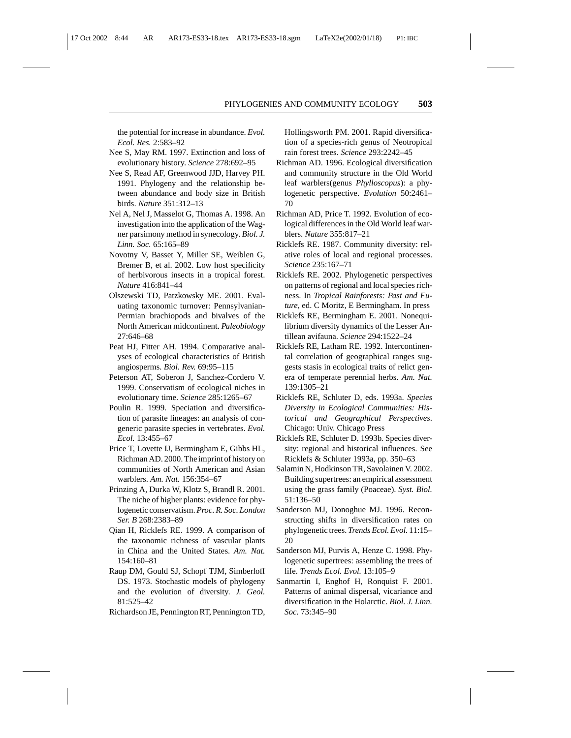the potential for increase in abundance. *Evol. Ecol. Res.* 2:583–92

Nee S, May RM. 1997. Extinction and loss of evolutionary history. *Science* 278:692–95

Nee S, Read AF, Greenwood JJD, Harvey PH. 1991. Phylogeny and the relationship between abundance and body size in British birds. *Nature* 351:312–13

Nel A, Nel J, Masselot G, Thomas A. 1998. An investigation into the application of the Wagner parsimony method in synecology. *Biol. J. Linn. Soc.* 65:165–89

Novotny V, Basset Y, Miller SE, Weiblen G, Bremer B, et al. 2002. Low host specificity of herbivorous insects in a tropical forest. *Nature* 416:841–44

Olszewski TD, Patzkowsky ME. 2001. Evaluating taxonomic turnover: Pennsylvanian-Permian brachiopods and bivalves of the North American midcontinent. *Paleobiology* 27:646–68

Peat HJ, Fitter AH. 1994. Comparative analyses of ecological characteristics of British angiosperms. *Biol. Rev.* 69:95–115

Peterson AT, Soberon J, Sanchez-Cordero V. 1999. Conservatism of ecological niches in evolutionary time. *Science* 285:1265–67

Poulin R. 1999. Speciation and diversification of parasite lineages: an analysis of congeneric parasite species in vertebrates. *Evol. Ecol.* 13:455–67

Price T, Lovette IJ, Bermingham E, Gibbs HL, Richman AD. 2000. The imprint of history on communities of North American and Asian warblers. *Am. Nat.* 156:354–67

Prinzing A, Durka W, Klotz S, Brandl R. 2001. The niche of higher plants: evidence for phylogenetic conservatism. *Proc. R. Soc. London Ser. B* 268:2383–89

Qian H, Ricklefs RE. 1999. A comparison of the taxonomic richness of vascular plants in China and the United States. *Am. Nat.* 154:160–81

Raup DM, Gould SJ, Schopf TJM, Simberloff DS. 1973. Stochastic models of phylogeny and the evolution of diversity. *J. Geol.* 81:525–42

Richardson JE, Pennington RT, Pennington TD, Hollingsworth PM. 2001. Rapid diversification of a species-rich genus of Neotropical rain forest trees. *Science* 293:2242–45

Richman AD. 1996. Ecological diversification and community structure in the Old World leaf warblers(genus *Phylloscopus*): a phylogenetic perspective. *Evolution* 50:2461–70

Richman AD, Price T. 1992. Evolution of ecological differences in the Old World leaf warblers. *Nature* 355:817–21

Ricklefs RE. 1987. Community diversity: relative roles of local and regional processes. *Science* 235:167–71

Ricklefs RE. 2002. Phylogenetic perspectives on patterns of regional and local species richness. In *Tropical Rainforests: Past and Future*, ed. C Moritz, E Bermingham. In press

Ricklefs RE, Bermingham E. 2001. Nonequilibrium diversity dynamics of the Lesser Antillean avifauna. *Science* 294:1522–24

Ricklefs RE, Latham RE. 1992. Intercontinental correlation of geographical ranges suggests stasis in ecological traits of relict genera of temperate perennial herbs. *Am. Nat.* 139:1305–21

Ricklefs RE, Schluter D, eds. 1993a. *Species Diversity in Ecological Communities: Historical and Geographical Perspectives*. Chicago: Univ. Chicago Press

Ricklefs RE, Schluter D. 1993b. Species diversity: regional and historical influences. See Ricklefs & Schluter 1993a, pp. 350–63

Salamin N, Hodkinson TR, Savolainen V. 2002. Building supertrees: an empirical assessment using the grass family (Poaceae). *Syst. Biol.* 51:136–50

Sanderson MJ, Donoghue MJ. 1996. Reconstructing shifts in diversification rates on phylogenetic trees. *Trends Ecol. Evol.* 11:15–20

Sanderson MJ, Purvis A, Henze C. 1998. Phylogenetic supertrees: assembling the trees of life. *Trends Ecol. Evol.* 13:105–9

Sanmartin I, Enghof H, Ronquist F. 2001. Patterns of animal dispersal, vicariance and diversification in the Holarctic. *Biol. J. Linn. Soc.* 73:345–90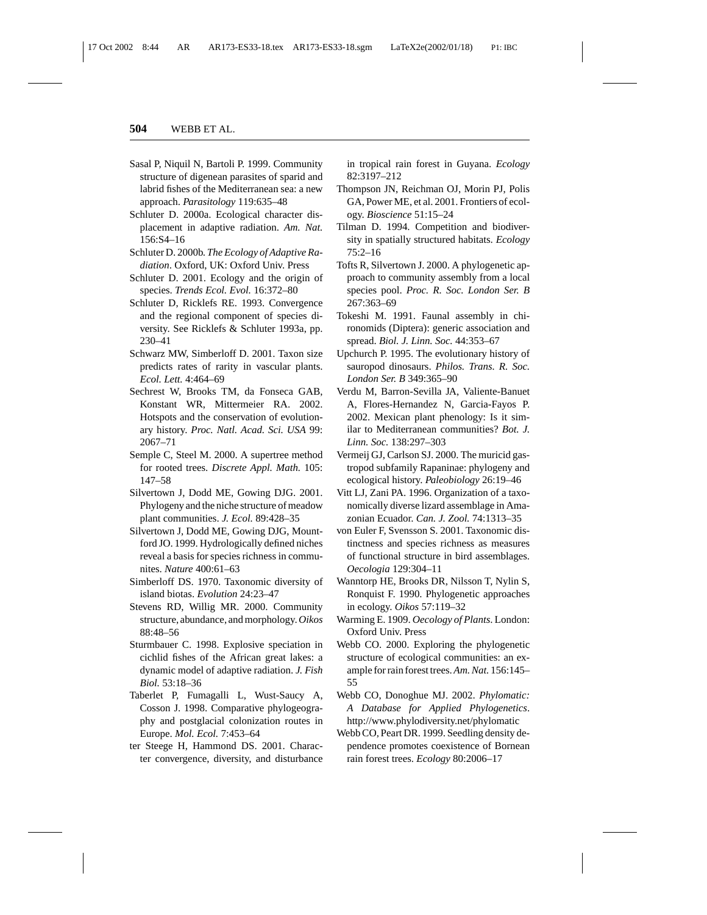Sasal P, Niquil N, Bartoli P. 1999. Community structure of digenean parasites of sparid and labrid fishes of the Mediterranean sea: a new approach. *Parasitology* 119:635–48

Schluter D. 2000a. Ecological character displacement in adaptive radiation. *Am. Nat.* 156:S4–16

Schluter D. 2000b. *The Ecology of Adaptive Radiation*. Oxford, UK: Oxford Univ. Press

Schluter D. 2001. Ecology and the origin of species. *Trends Ecol. Evol.* 16:372–80

Schluter D, Ricklefs RE. 1993. Convergence and the regional component of species diversity. See Ricklefs & Schluter 1993a, pp. 230–41

Schwarz MW, Simberloff D. 2001. Taxon size predicts rates of rarity in vascular plants. *Ecol. Lett.* 4:464–69

Sechrest W, Brooks TM, da Fonseca GAB, Konstant WR, Mittermeier RA. 2002. Hotspots and the conservation of evolutionary history. *Proc. Natl. Acad. Sci. USA* 99: 2067–71

Semple C, Steel M. 2000. A supertree method for rooted trees. *Discrete Appl. Math.* 105: 147–58

Silvertown J, Dodd ME, Gowing DJG. 2001. Phylogeny and the niche structure of meadow plant communities. *J. Ecol.* 89:428–35

Silvertown J, Dodd ME, Gowing DJG, Mountford JO. 1999. Hydrologically defined niches reveal a basis for species richness in communities. *Nature* 400:61–63

Simberloff DS. 1970. Taxonomic diversity of island biotas. *Evolution* 24:23–47

Stevens RD, Willig MR. 2000. Community structure, abundance, and morphology. *Oikos* 88:48–56

Sturmbauer C. 1998. Explosive speciation in cichlid fishes of the African great lakes: a dynamic model of adaptive radiation. *J. Fish Biol.* 53:18–36

Taberlet P, Fumagalli L, Wust-Saucy A, Cosson J. 1998. Comparative phylogeography and postglacial colonization routes in Europe. *Mol. Ecol.* 7:453–64

ter Steege H, Hammond DS. 2001. Character convergence, diversity, and disturbance in tropical rain forest in Guyana. *Ecology* 82:3197–212

Thompson JN, Reichman OJ, Morin PJ, Polis GA, Power ME, et al. 2001. Frontiers of ecology. *Bioscience* 51:15–24

Tilman D. 1994. Competition and biodiversity in spatially structured habitats. *Ecology* 75:2–16

Tofts R, Silvertown J. 2000. A phylogenetic approach to community assembly from a local species pool. *Proc. R. Soc. London Ser. B* 267:363–69

Tokeshi M. 1991. Faunal assembly in chironomids (Diptera): generic association and spread. *Biol. J. Linn. Soc.* 44:353–67

Upchurch P. 1995. The evolutionary history of sauropod dinosaurs. *Philos. Trans. R. Soc. London Ser. B* 349:365–90

Verdu M, Barron-Sevilla JA, Valiente-Banuet A, Flores-Hernandez N, Garcia-Fayos P. 2002. Mexican plant phenology: Is it similar to Mediterranean communities? *Bot. J. Linn. Soc.* 138:297–303

Vermeij GJ, Carlson SJ. 2000. The muricid gastropod subfamily Rapaninae: phylogeny and ecological history. *Paleobiology* 26:19–46

Vitt LJ, Zani PA. 1996. Organization of a taxonomically diverse lizard assemblage in Amazonian Ecuador. *Can. J. Zool.* 74:1313–35

von Euler F, Svensson S. 2001. Taxonomic distinctness and species richness as measures of functional structure in bird assemblages. *Oecologia* 129:304–11

Wanntorp HE, Brooks DR, Nilsson T, Nylin S, Ronquist F. 1990. Phylogenetic approaches in ecology. *Oikos* 57:119–32

Warming E. 1909. *Oecology of Plants*. London: Oxford Univ. Press

Webb CO. 2000. Exploring the phylogenetic structure of ecological communities: an example for rain forest trees. *Am. Nat.* 156:145–55

Webb CO, Donoghue MJ. 2002. *Phylomatic: A Database for Applied Phylogenetics*. http://www.phylodiversity.net/phylomatic

Webb CO, Peart DR. 1999. Seedling density dependence promotes coexistence of Bornean rain forest trees. *Ecology* 80:2006–17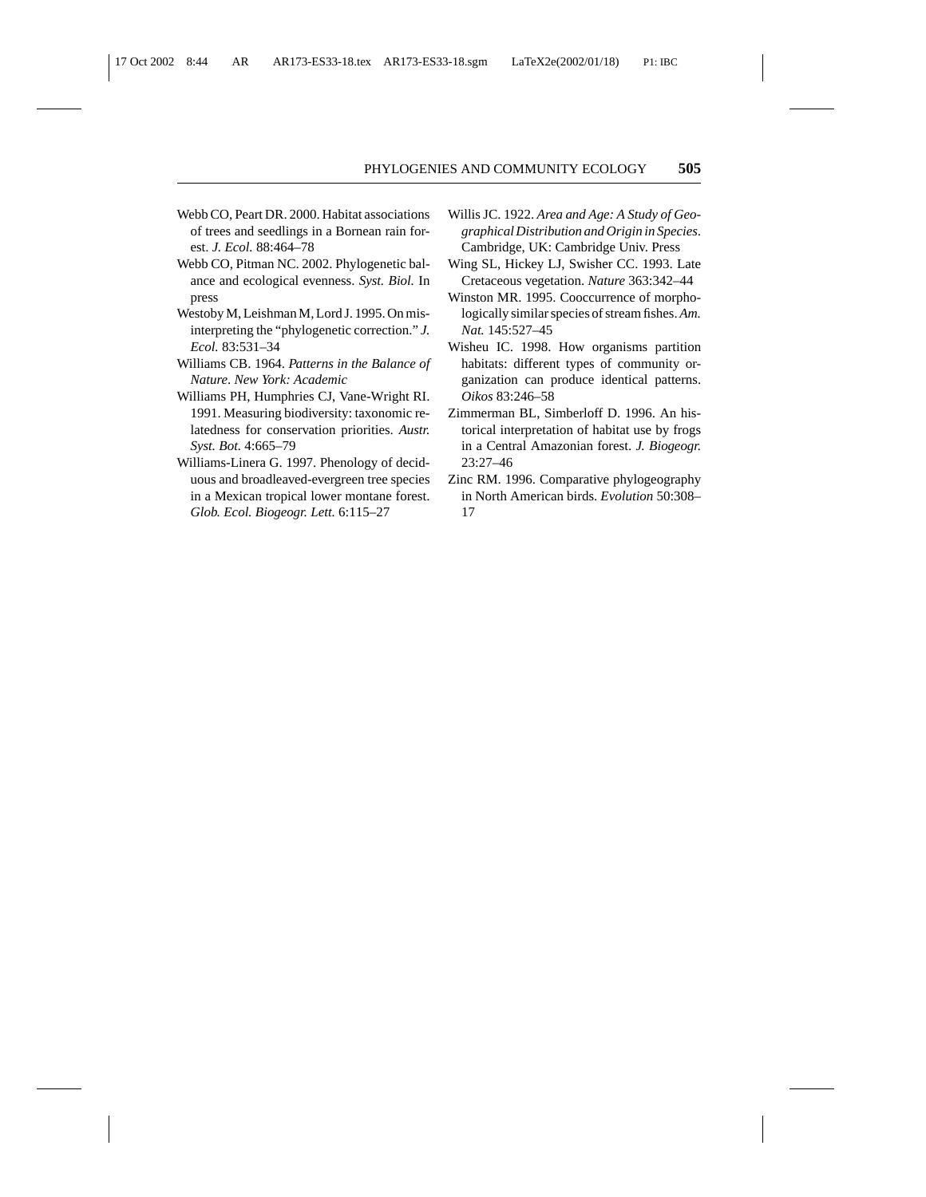Webb CO, Peart DR. 2000. Habitat associations of trees and seedlings in a Bornean rain forest. *J. Ecol.* 88:464–78

Webb CO, Pitman NC. 2002. Phylogenetic balance and ecological evenness. *Syst. Biol.* In press

Westoby M, Leishman M, Lord J. 1995. On misinterpreting the "phylogenetic correction." *J. Ecol.* 83:531–34

Williams CB. 1964. *Patterns in the Balance of Nature. New York: Academic*

Williams PH, Humphries CJ, Vane-Wright RI. 1991. Measuring biodiversity: taxonomic relatedness for conservation priorities. *Austr. Syst. Bot.* 4:665–79

Williams-Linera G. 1997. Phenology of deciduous and broadleaved-evergreen tree species in a Mexican tropical lower montane forest. *Glob. Ecol. Biogeogr. Lett.* 6:115–27

Willis JC. 1922. *Area and Age: A Study of Geographical Distribution and Origin in Species*. Cambridge, UK: Cambridge Univ. Press

Wing SL, Hickey LJ, Swisher CC. 1993. Late Cretaceous vegetation. *Nature* 363:342–44

Winston MR. 1995. Cooccurrence of morphologically similar species of stream fishes. *Am. Nat.* 145:527–45

Wisheu IC. 1998. How organisms partition habitats: different types of community organization can produce identical patterns. *Oikos* 83:246–58

Zimmerman BL, Simberloff D. 1996. An historical interpretation of habitat use by frogs in a Central Amazonian forest. *J. Biogeogr.* 23:27–46

Zinc RM. 1996. Comparative phylogeography in North American birds. *Evolution* 50:308–17